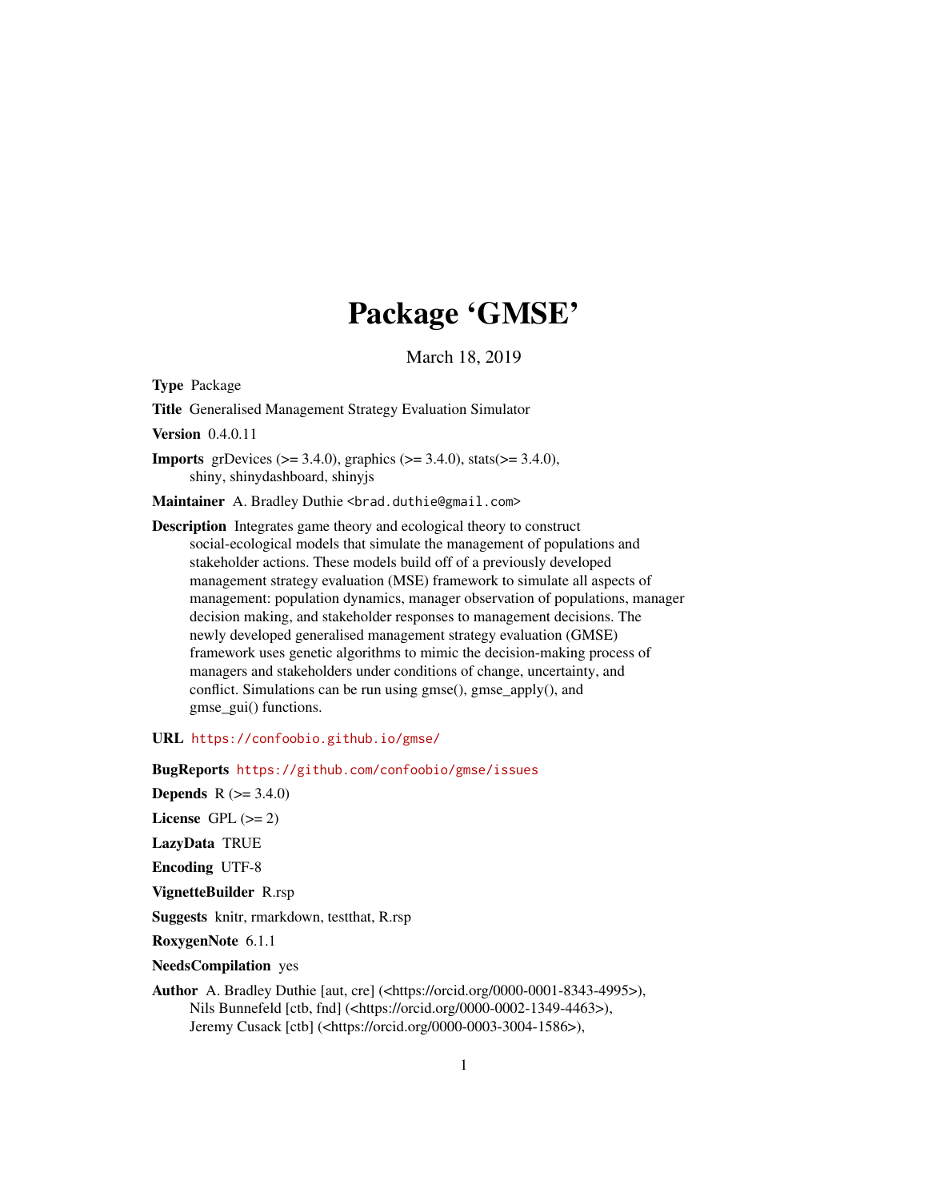# Package 'GMSE'

March 18, 2019

**Type** Package

**Title** Generalised Management Strategy Evaluation Simulator

**Version** 0.4.0.11

**Imports** grDevices (>= 3.4.0), graphics (>= 3.4.0), stats(>= 3.4.0), shiny, shinydashboard, shinyjs

**Maintainer** A. Bradley Duthie <brad.duthie@gmail.com>

**Description** Integrates game theory and ecological theory to construct social-ecological models that simulate the management of populations and stakeholder actions. These models build off of a previously developed management strategy evaluation (MSE) framework to simulate all aspects of management: population dynamics, manager observation of populations, manager decision making, and stakeholder responses to management decisions. The newly developed generalised management strategy evaluation (GMSE) framework uses genetic algorithms to mimic the decision-making process of managers and stakeholders under conditions of change, uncertainty, and conflict. Simulations can be run using gmse(), gmse_apply(), and gmse_gui() functions.

**URL** https://confoobio.github.io/gmse/

**BugReports** https://github.com/confoobio/gmse/issues

**Depends** R (>= 3.4.0)

**License** GPL (>= 2)

**LazyData** TRUE

**Encoding** UTF-8

**VignetteBuilder** R.rsp

**Suggests** knitr, rmarkdown, testthat, R.rsp

**RoxygenNote** 6.1.1

**NeedsCompilation** yes

**Author** A. Bradley Duthie [aut, cre] (<https://orcid.org/0000-0001-8343-4995>), Nils Bunnefeld [ctb, fnd] (<https://orcid.org/0000-0002-1349-4463>), Jeremy Cusack [ctb] (<https://orcid.org/0000-0003-3004-1586>),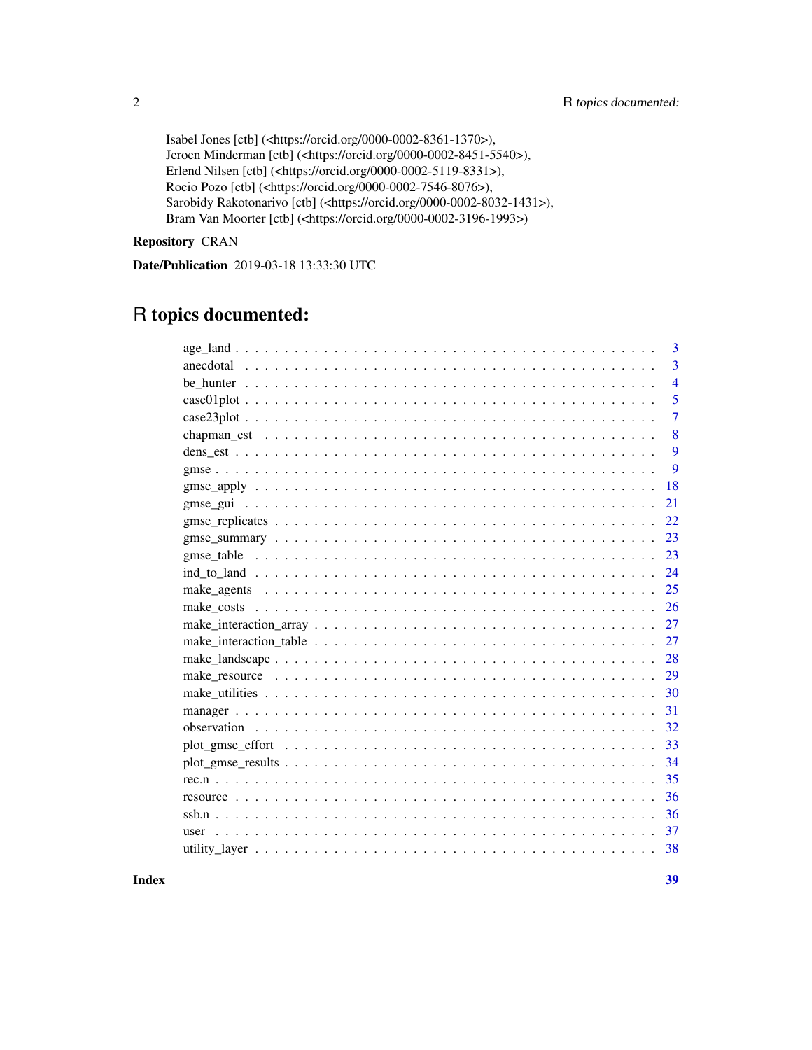Isabel Jones [ctb] (<https://orcid.org/0000-0002-8361-1370>),
Jeroen Minderman [ctb] (<https://orcid.org/0000-0002-8451-5540>),
Erlend Nilsen [ctb] (<https://orcid.org/0000-0002-5119-8331>),
Rocio Pozo [ctb] (<https://orcid.org/0000-0002-7546-8076>),
Sarobidy Rakotonarivo [ctb] (<https://orcid.org/0000-0002-8032-1431>),
Bram Van Moorter [ctb] (<https://orcid.org/0000-0002-3196-1993>)

**Repository** CRAN

**Date/Publication** 2019-03-18 13:33:30 UTC

# R topics documented:

| | |
|---|---|
| age_land | 3 |
| anecdotal | 3 |
| be_hunter | 4 |
| case01plot | 5 |
| case23plot | 7 |
| chapman_est | 8 |
| dens_est | 9 |
| gmse | 9 |
| gmse_apply | 18 |
| gmse_gui | 21 |
| gmse_replicates | 22 |
| gmse_summary | 23 |
| gmse_table | 23 |
| ind_to_land | 24 |
| make_agents | 25 |
| make_costs | 26 |
| make_interaction_array | 27 |
| make_interaction_table | 27 |
| make_landscape | 28 |
| make_resource | 29 |
| make_utilities | 30 |
| manager | 31 |
| observation | 32 |
| plot_gmse_effort | 33 |
| plot_gmse_results | 34 |
| rec.n | 35 |
| resource | 36 |
| ssb.n | 36 |
| user | 37 |
| utility_layer | 38 |

**Index** **39**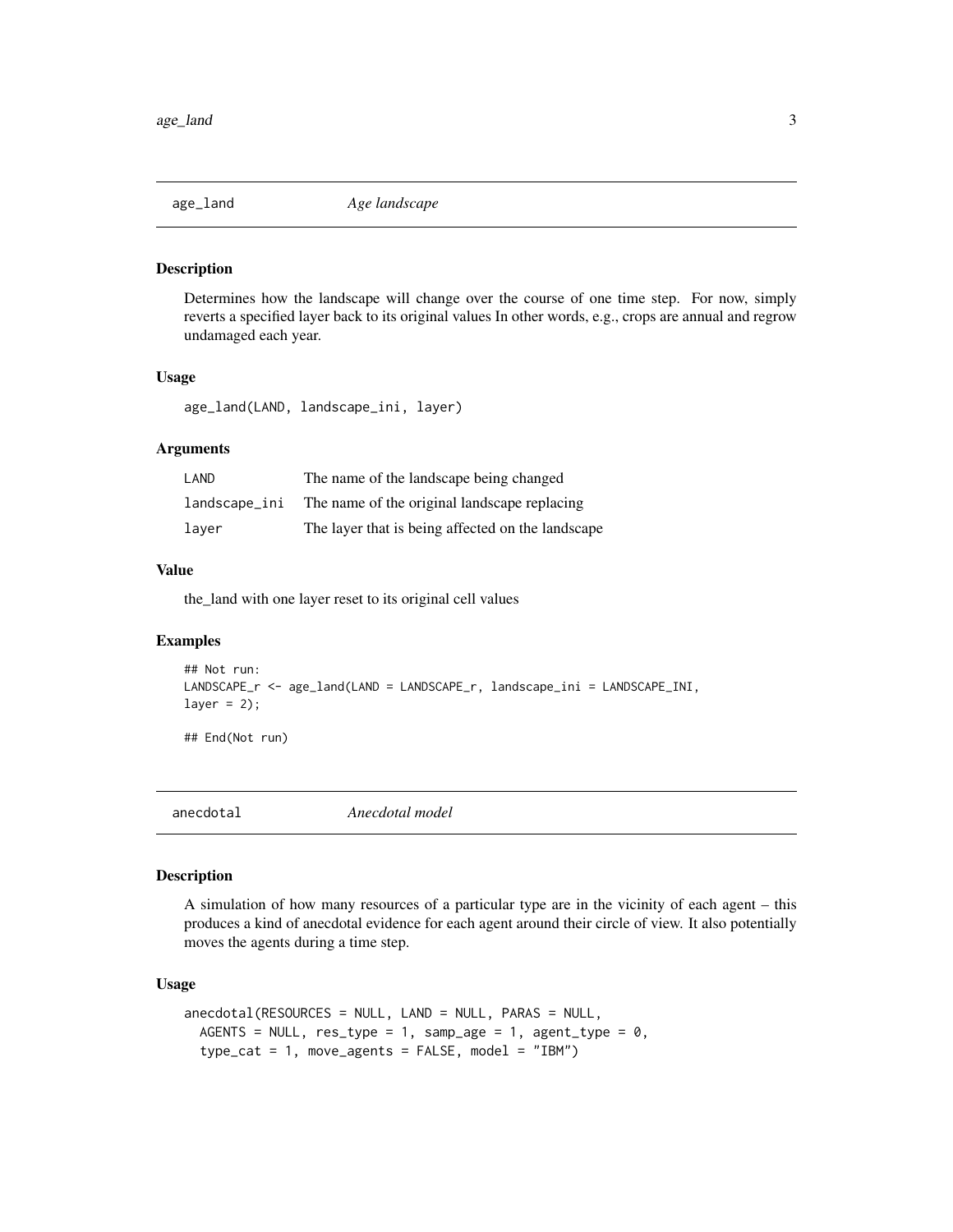## age_land *Age landscape*

### Description

Determines how the landscape will change over the course of one time step. For now, simply reverts a specified layer back to its original values In other words, e.g., crops are annual and regrow undamaged each year.

### Usage

```
age_land(LAND, landscape_ini, layer)
```

### Arguments

| | |
|---|---|
| LAND | The name of the landscape being changed |
| landscape_ini | The name of the original landscape replacing |
| layer | The layer that is being affected on the landscape |

### Value

the_land with one layer reset to its original cell values

### Examples

```
## Not run:
LANDSCAPE_r <- age_land(LAND = LANDSCAPE_r, landscape_ini = LANDSCAPE_INI,
layer = 2);

## End(Not run)
```

## anecdotal *Anecdotal model*

### Description

A simulation of how many resources of a particular type are in the vicinity of each agent – this produces a kind of anecdotal evidence for each agent around their circle of view. It also potentially moves the agents during a time step.

### Usage

```
anecdotal(RESOURCES = NULL, LAND = NULL, PARAS = NULL,
  AGENTS = NULL, res_type = 1, samp_age = 1, agent_type = 0,
  type_cat = 1, move_agents = FALSE, model = "IBM")
```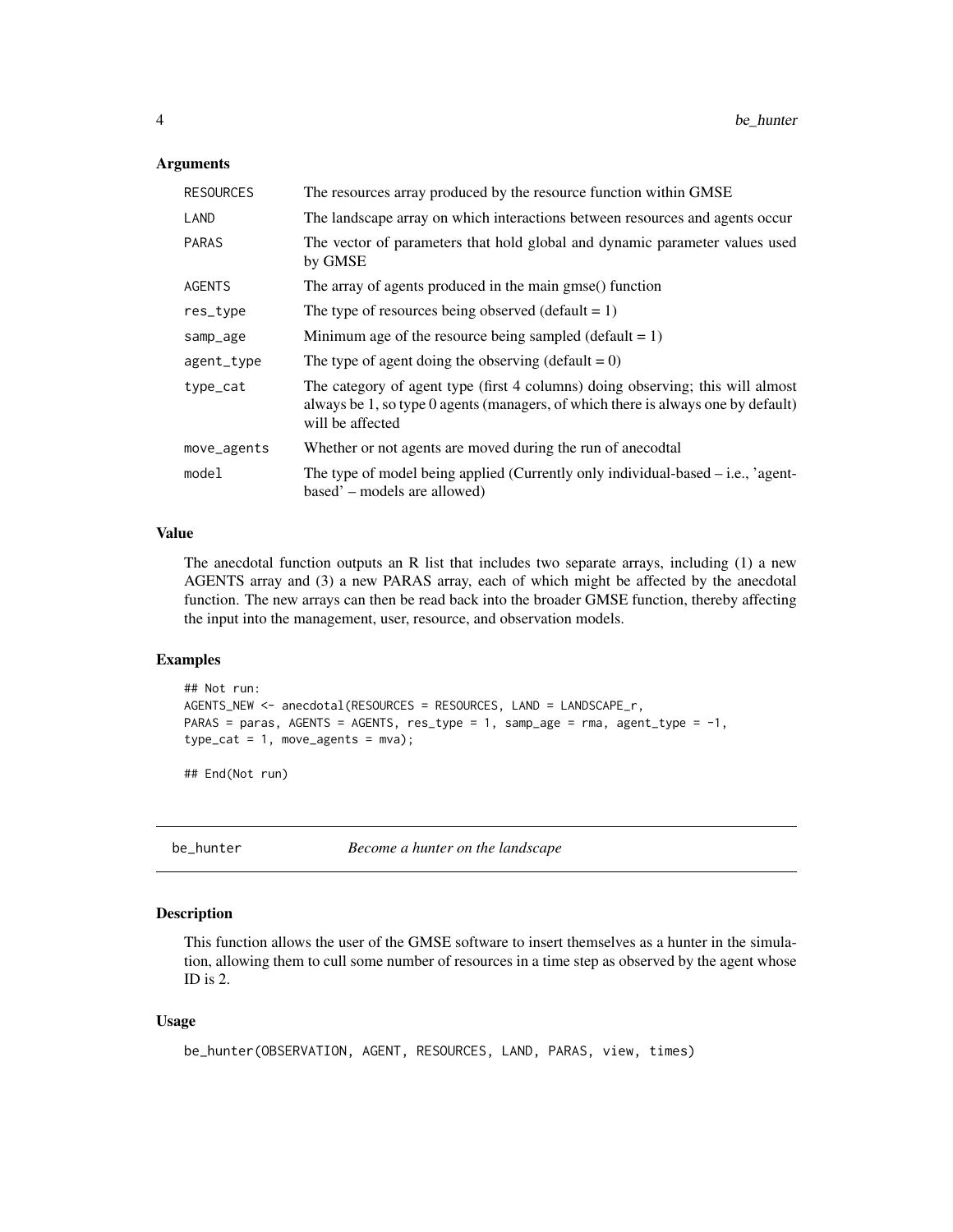### Arguments

| | |
|---|---|
| RESOURCES | The resources array produced by the resource function within GMSE |
| LAND | The landscape array on which interactions between resources and agents occur |
| PARAS | The vector of parameters that hold global and dynamic parameter values used by GMSE |
| AGENTS | The array of agents produced in the main gmse() function |
| res_type | The type of resources being observed (default = 1) |
| samp_age | Minimum age of the resource being sampled (default = 1) |
| agent_type | The type of agent doing the observing (default = 0) |
| type_cat | The category of agent type (first 4 columns) doing observing; this will almost always be 1, so type 0 agents (managers, of which there is always one by default) will be affected |
| move_agents | Whether or not agents are moved during the run of anecodtal |
| model | The type of model being applied (Currently only individual-based – i.e., 'agent-based' – models are allowed) |

### Value

The anecdotal function outputs an R list that includes two separate arrays, including (1) a new AGENTS array and (3) a new PARAS array, each of which might be affected by the anecdotal function. The new arrays can then be read back into the broader GMSE function, thereby affecting the input into the management, user, resource, and observation models.

### Examples

```
## Not run:
AGENTS_NEW <- anecdotal(RESOURCES = RESOURCES, LAND = LANDSCAPE_r,
PARAS = paras, AGENTS = AGENTS, res_type = 1, samp_age = rma, agent_type = -1,
type_cat = 1, move_agents = mva);

## End(Not run)
```

---

## be_hunter — *Become a hunter on the landscape*

### Description

This function allows the user of the GMSE software to insert themselves as a hunter in the simulation, allowing them to cull some number of resources in a time step as observed by the agent whose ID is 2.

### Usage

```
be_hunter(OBSERVATION, AGENT, RESOURCES, LAND, PARAS, view, times)
```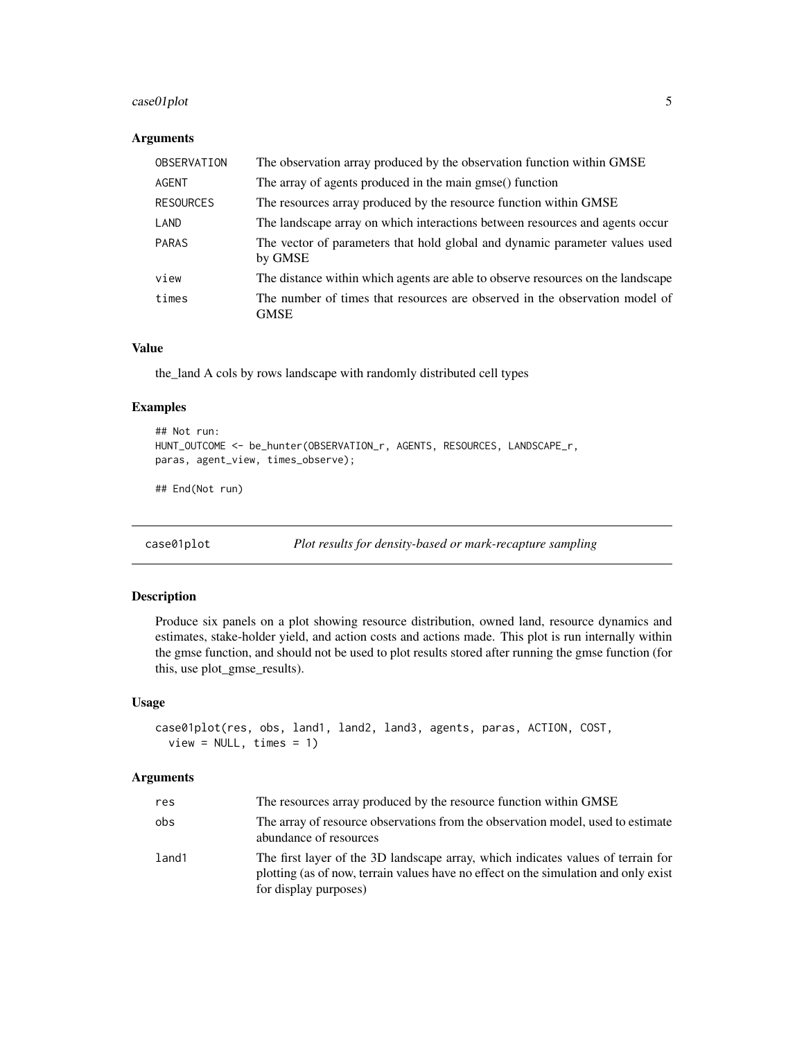### Arguments

| | |
|---|---|
| OBSERVATION | The observation array produced by the observation function within GMSE |
| AGENT | The array of agents produced in the main gmse() function |
| RESOURCES | The resources array produced by the resource function within GMSE |
| LAND | The landscape array on which interactions between resources and agents occur |
| PARAS | The vector of parameters that hold global and dynamic parameter values used by GMSE |
| view | The distance within which agents are able to observe resources on the landscape |
| times | The number of times that resources are observed in the observation model of GMSE |

### Value

the_land A cols by rows landscape with randomly distributed cell types

### Examples

```
## Not run:
HUNT_OUTCOME <- be_hunter(OBSERVATION_r, AGENTS, RESOURCES, LANDSCAPE_r,
paras, agent_view, times_observe);

## End(Not run)
```

---

## case01plot *Plot results for density-based or mark-recapture sampling*

---

### Description

Produce six panels on a plot showing resource distribution, owned land, resource dynamics and estimates, stake-holder yield, and action costs and actions made. This plot is run internally within the gmse function, and should not be used to plot results stored after running the gmse function (for this, use plot_gmse_results).

### Usage

```
case01plot(res, obs, land1, land2, land3, agents, paras, ACTION, COST,
  view = NULL, times = 1)
```

### Arguments

| | |
|---|---|
| res | The resources array produced by the resource function within GMSE |
| obs | The array of resource observations from the observation model, used to estimate abundance of resources |
| land1 | The first layer of the 3D landscape array, which indicates values of terrain for plotting (as of now, terrain values have no effect on the simulation and only exist for display purposes) |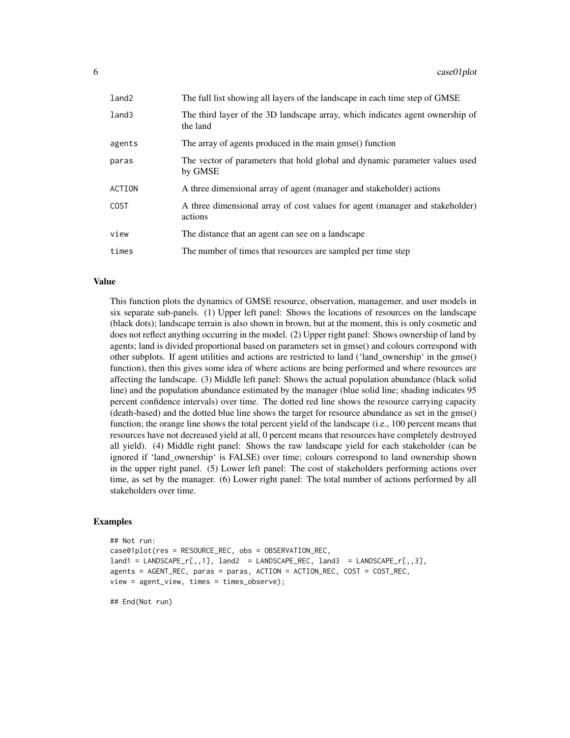| | |
|---|---|
| land2 | The full list showing all layers of the landscape in each time step of GMSE |
| land3 | The third layer of the 3D landscape array, which indicates agent ownership of the land |
| agents | The array of agents produced in the main gmse() function |
| paras | The vector of parameters that hold global and dynamic parameter values used by GMSE |
| ACTION | A three dimensional array of agent (manager and stakeholder) actions |
| COST | A three dimensional array of cost values for agent (manager and stakeholder) actions |
| view | The distance that an agent can see on a landscape |
| times | The number of times that resources are sampled per time step |

## Value

This function plots the dynamics of GMSE resource, observation, managemer, and user models in six separate sub-panels. (1) Upper left panel: Shows the locations of resources on the landscape (black dots); landscape terrain is also shown in brown, but at the moment, this is only cosmetic and does not reflect anything occurring in the model. (2) Upper right panel: Shows ownership of land by agents; land is divided proportional based on parameters set in gmse() and colours correspond with other subplots. If agent utilities and actions are restricted to land ('land_ownership' in the gmse() function), then this gives some idea of where actions are being performed and where resources are affecting the landscape. (3) Middle left panel: Shows the actual population abundance (black solid line) and the population abundance estimated by the manager (blue solid line; shading indicates 95 percent confidence intervals) over time. The dotted red line shows the resource carrying capacity (death-based) and the dotted blue line shows the target for resource abundance as set in the gmse() function; the orange line shows the total percent yield of the landscape (i.e., 100 percent means that resources have not decreased yield at all, 0 percent means that resources have completely destroyed all yield). (4) Middle right panel: Shows the raw landscape yield for each stakeholder (can be ignored if 'land_ownership' is FALSE) over time; colours correspond to land ownership shown in the upper right panel. (5) Lower left panel: The cost of stakeholders performing actions over time, as set by the manager. (6) Lower right panel: The total number of actions performed by all stakeholders over time.

## Examples

```
## Not run:
case01plot(res = RESOURCE_REC, obs = OBSERVATION_REC,
land1 = LANDSCAPE_r[,,1], land2  = LANDSCAPE_REC, land3  = LANDSCAPE_r[,,3],
agents = AGENT_REC, paras = paras, ACTION = ACTION_REC, COST = COST_REC,
view = agent_view, times = times_observe);

## End(Not run)
```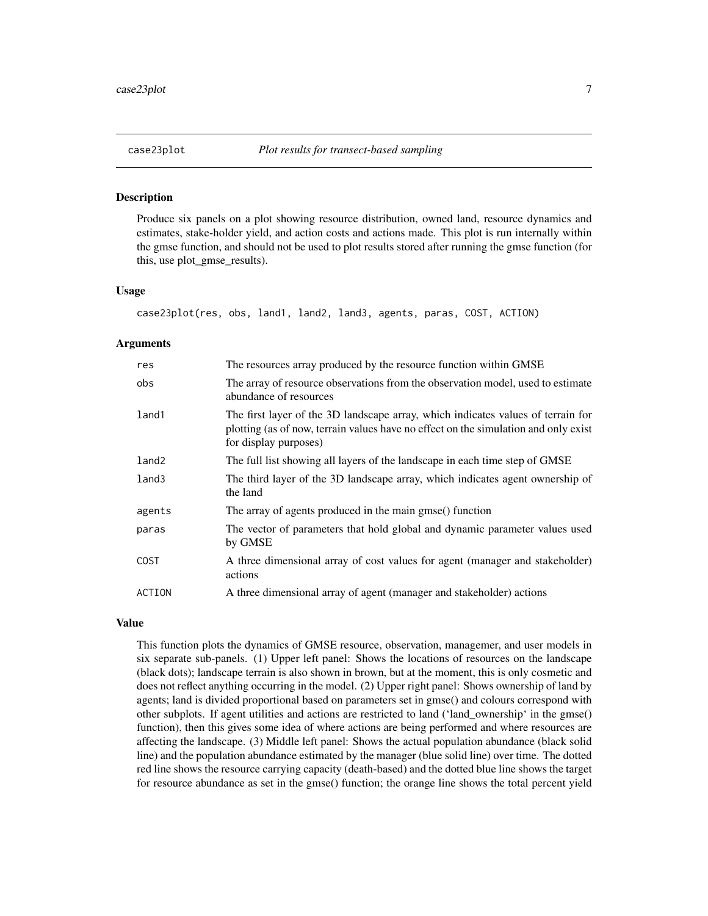# case23plot *Plot results for transect-based sampling*

## Description

Produce six panels on a plot showing resource distribution, owned land, resource dynamics and estimates, stake-holder yield, and action costs and actions made. This plot is run internally within the gmse function, and should not be used to plot results stored after running the gmse function (for this, use plot_gmse_results).

## Usage

```
case23plot(res, obs, land1, land2, land3, agents, paras, COST, ACTION)
```

## Arguments

| | |
|---|---|
| res | The resources array produced by the resource function within GMSE |
| obs | The array of resource observations from the observation model, used to estimate abundance of resources |
| land1 | The first layer of the 3D landscape array, which indicates values of terrain for plotting (as of now, terrain values have no effect on the simulation and only exist for display purposes) |
| land2 | The full list showing all layers of the landscape in each time step of GMSE |
| land3 | The third layer of the 3D landscape array, which indicates agent ownership of the land |
| agents | The array of agents produced in the main gmse() function |
| paras | The vector of parameters that hold global and dynamic parameter values used by GMSE |
| COST | A three dimensional array of cost values for agent (manager and stakeholder) actions |
| ACTION | A three dimensional array of agent (manager and stakeholder) actions |

## Value

This function plots the dynamics of GMSE resource, observation, managemer, and user models in six separate sub-panels. (1) Upper left panel: Shows the locations of resources on the landscape (black dots); landscape terrain is also shown in brown, but at the moment, this is only cosmetic and does not reflect anything occurring in the model. (2) Upper right panel: Shows ownership of land by agents; land is divided proportional based on parameters set in gmse() and colours correspond with other subplots. If agent utilities and actions are restricted to land ('land_ownership' in the gmse() function), then this gives some idea of where actions are being performed and where resources are affecting the landscape. (3) Middle left panel: Shows the actual population abundance (black solid line) and the population abundance estimated by the manager (blue solid line) over time. The dotted red line shows the resource carrying capacity (death-based) and the dotted blue line shows the target for resource abundance as set in the gmse() function; the orange line shows the total percent yield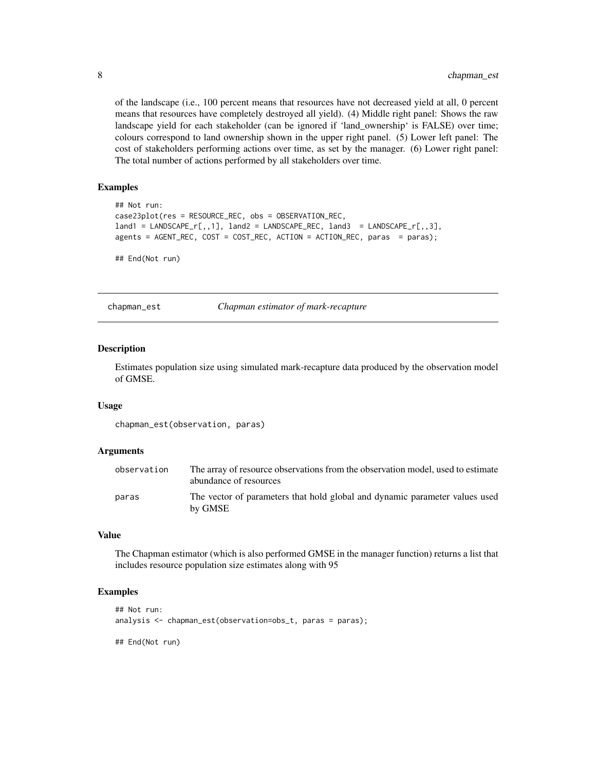of the landscape (i.e., 100 percent means that resources have not decreased yield at all, 0 percent means that resources have completely destroyed all yield). (4) Middle right panel: Shows the raw landscape yield for each stakeholder (can be ignored if 'land_ownership' is FALSE) over time; colours correspond to land ownership shown in the upper right panel. (5) Lower left panel: The cost of stakeholders performing actions over time, as set by the manager. (6) Lower right panel: The total number of actions performed by all stakeholders over time.

### Examples

```
## Not run:
case23plot(res = RESOURCE_REC, obs = OBSERVATION_REC,
land1 = LANDSCAPE_r[,,1], land2 = LANDSCAPE_REC, land3  = LANDSCAPE_r[,,3],
agents = AGENT_REC, COST = COST_REC, ACTION = ACTION_REC, paras  = paras);

## End(Not run)
```

---

## chapman_est — *Chapman estimator of mark-recapture*

### Description

Estimates population size using simulated mark-recapture data produced by the observation model of GMSE.

### Usage

```
chapman_est(observation, paras)
```

### Arguments

| | |
|---|---|
| observation | The array of resource observations from the observation model, used to estimate abundance of resources |
| paras | The vector of parameters that hold global and dynamic parameter values used by GMSE |

### Value

The Chapman estimator (which is also performed GMSE in the manager function) returns a list that includes resource population size estimates along with 95

### Examples

```
## Not run:
analysis <- chapman_est(observation=obs_t, paras = paras);

## End(Not run)
```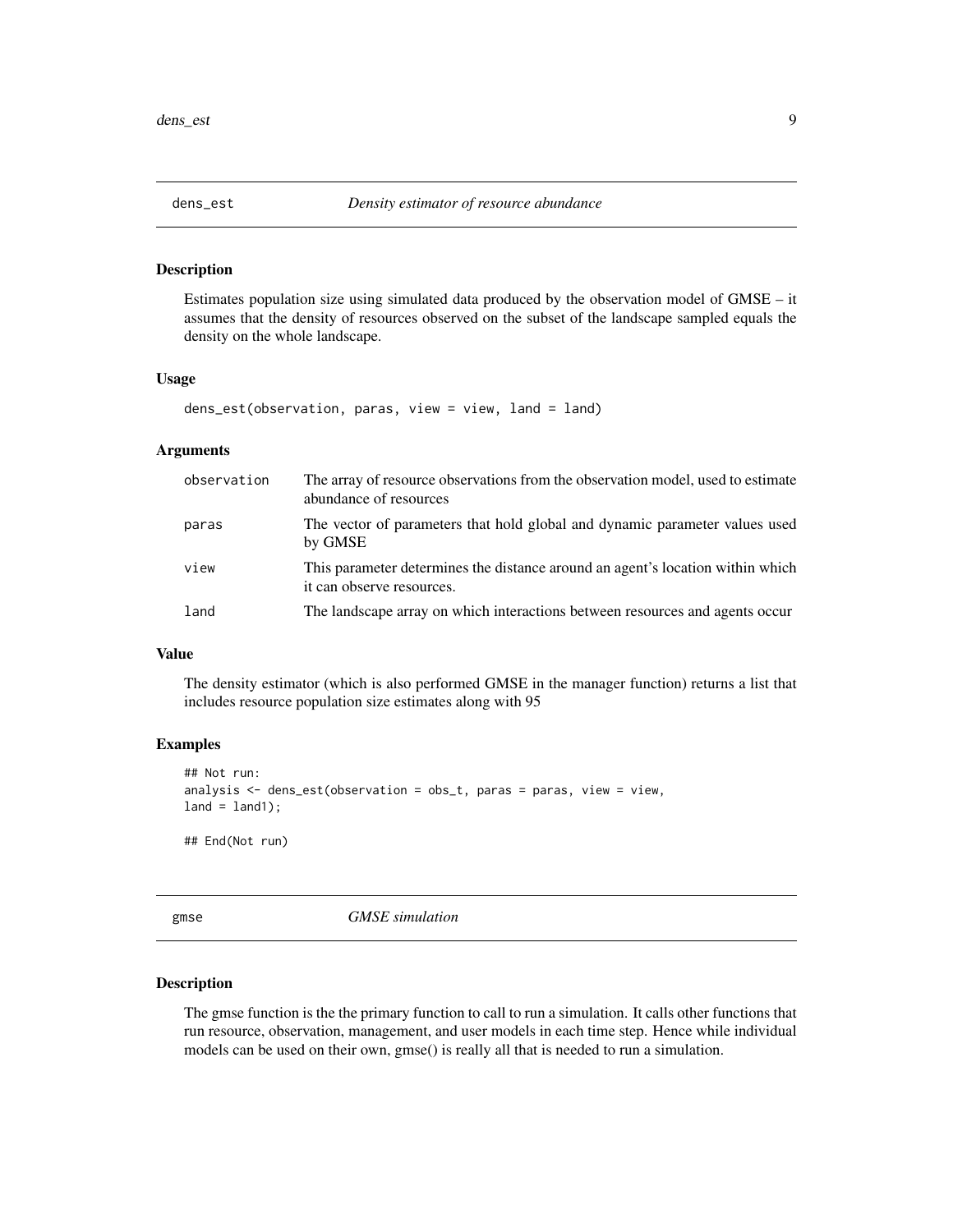## dens_est *Density estimator of resource abundance*

### Description

Estimates population size using simulated data produced by the observation model of GMSE – it assumes that the density of resources observed on the subset of the landscape sampled equals the density on the whole landscape.

### Usage

```
dens_est(observation, paras, view = view, land = land)
```

### Arguments

| | |
|---|---|
| observation | The array of resource observations from the observation model, used to estimate abundance of resources |
| paras | The vector of parameters that hold global and dynamic parameter values used by GMSE |
| view | This parameter determines the distance around an agent's location within which it can observe resources. |
| land | The landscape array on which interactions between resources and agents occur |

### Value

The density estimator (which is also performed GMSE in the manager function) returns a list that includes resource population size estimates along with 95

### Examples

```
## Not run:
analysis <- dens_est(observation = obs_t, paras = paras, view = view,
land = land1);

## End(Not run)
```

## gmse *GMSE simulation*

### Description

The gmse function is the the primary function to call to run a simulation. It calls other functions that run resource, observation, management, and user models in each time step. Hence while individual models can be used on their own, gmse() is really all that is needed to run a simulation.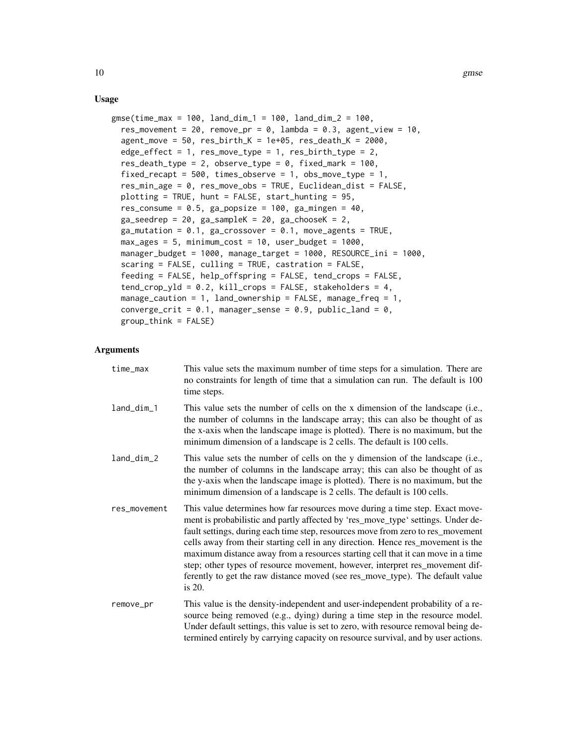## Usage

```
gmse(time_max = 100, land_dim_1 = 100, land_dim_2 = 100,
  res_movement = 20, remove_pr = 0, lambda = 0.3, agent_view = 10,
  agent_move = 50, res_birth_K = 1e+05, res_death_K = 2000,
  edge_effect = 1, res_move_type = 1, res_birth_type = 2,
  res_death_type = 2, observe_type = 0, fixed_mark = 100,
  fixed_recapt = 500, times_observe = 1, obs_move_type = 1,
  res_min_age = 0, res_move_obs = TRUE, Euclidean_dist = FALSE,
  plotting = TRUE, hunt = FALSE, start_hunting = 95,
  res_consume = 0.5, ga_popsize = 100, ga_mingen = 40,
  ga_seedrep = 20, ga_sampleK = 20, ga_chooseK = 2,
  ga_mutation = 0.1, ga_crossover = 0.1, move_agents = TRUE,
  max_ages = 5, minimum_cost = 10, user_budget = 1000,
  manager_budget = 1000, manage_target = 1000, RESOURCE_ini = 1000,
  scaring = FALSE, culling = TRUE, castration = FALSE,
  feeding = FALSE, help_offspring = FALSE, tend_crops = FALSE,
  tend_crop_yld = 0.2, kill_crops = FALSE, stakeholders = 4,
  manage_caution = 1, land_ownership = FALSE, manage_freq = 1,
  converge_crit = 0.1, manager_sense = 0.9, public_land = 0,
  group_think = FALSE)
```

## Arguments

| | |
|---|---|
| time_max | This value sets the maximum number of time steps for a simulation. There are no constraints for length of time that a simulation can run. The default is 100 time steps. |
| land_dim_1 | This value sets the number of cells on the x dimension of the landscape (i.e., the number of columns in the landscape array; this can also be thought of as the x-axis when the landscape image is plotted). There is no maximum, but the minimum dimension of a landscape is 2 cells. The default is 100 cells. |
| land_dim_2 | This value sets the number of cells on the y dimension of the landscape (i.e., the number of columns in the landscape array; this can also be thought of as the y-axis when the landscape image is plotted). There is no maximum, but the minimum dimension of a landscape is 2 cells. The default is 100 cells. |
| res_movement | This value determines how far resources move during a time step. Exact movement is probabilistic and partly affected by 'res_move_type' settings. Under default settings, during each time step, resources move from zero to res_movement cells away from their starting cell in any direction. Hence res_movement is the maximum distance away from a resources starting cell that it can move in a time step; other types of resource movement, however, interpret res_movement differently to get the raw distance moved (see res_move_type). The default value is 20. |
| remove_pr | This value is the density-independent and user-independent probability of a resource being removed (e.g., dying) during a time step in the resource model. Under default settings, this value is set to zero, with resource removal being determined entirely by carrying capacity on resource survival, and by user actions. |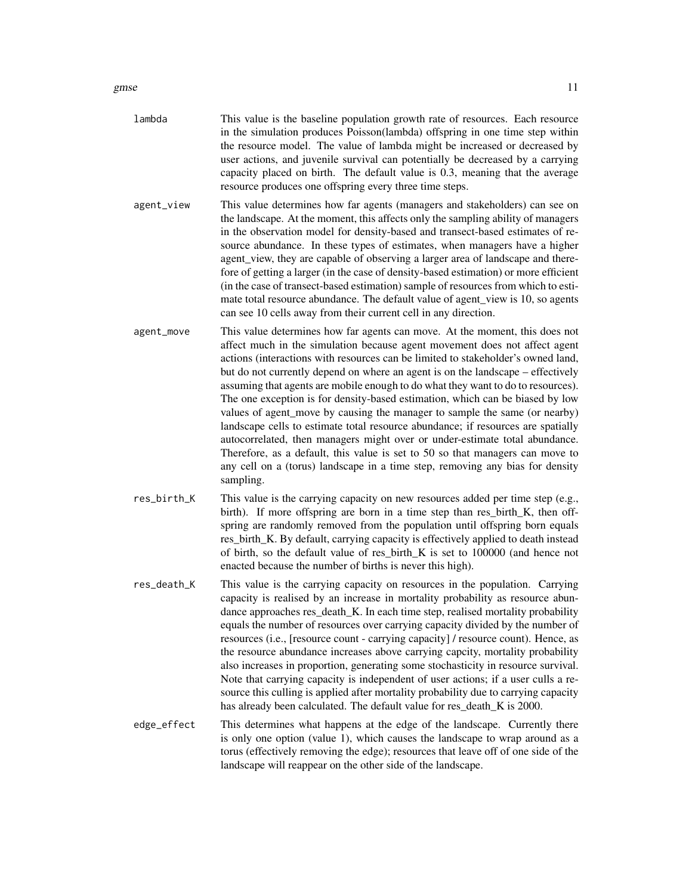lambda
: This value is the baseline population growth rate of resources. Each resource in the simulation produces Poisson(lambda) offspring in one time step within the resource model. The value of lambda might be increased or decreased by user actions, and juvenile survival can potentially be decreased by a carrying capacity placed on birth. The default value is 0.3, meaning that the average resource produces one offspring every three time steps.

agent_view
: This value determines how far agents (managers and stakeholders) can see on the landscape. At the moment, this affects only the sampling ability of managers in the observation model for density-based and transect-based estimates of resource abundance. In these types of estimates, when managers have a higher agent_view, they are capable of observing a larger area of landscape and therefore of getting a larger (in the case of density-based estimation) or more efficient (in the case of transect-based estimation) sample of resources from which to estimate total resource abundance. The default value of agent_view is 10, so agents can see 10 cells away from their current cell in any direction.

agent_move
: This value determines how far agents can move. At the moment, this does not affect much in the simulation because agent movement does not affect agent actions (interactions with resources can be limited to stakeholder's owned land, but do not currently depend on where an agent is on the landscape – effectively assuming that agents are mobile enough to do what they want to do to resources). The one exception is for density-based estimation, which can be biased by low values of agent_move by causing the manager to sample the same (or nearby) landscape cells to estimate total resource abundance; if resources are spatially autocorrelated, then managers might over or under-estimate total abundance. Therefore, as a default, this value is set to 50 so that managers can move to any cell on a (torus) landscape in a time step, removing any bias for density sampling.

res_birth_K
: This value is the carrying capacity on new resources added per time step (e.g., birth). If more offspring are born in a time step than res_birth_K, then offspring are randomly removed from the population until offspring born equals res_birth_K. By default, carrying capacity is effectively applied to death instead of birth, so the default value of res_birth_K is set to 100000 (and hence not enacted because the number of births is never this high).

res_death_K
: This value is the carrying capacity on resources in the population. Carrying capacity is realised by an increase in mortality probability as resource abundance approaches res_death_K. In each time step, realised mortality probability equals the number of resources over carrying capacity divided by the number of resources (i.e., [resource count - carrying capacity] / resource count). Hence, as the resource abundance increases above carrying capcity, mortality probability also increases in proportion, generating some stochasticity in resource survival. Note that carrying capacity is independent of user actions; if a user culls a resource this culling is applied after mortality probability due to carrying capacity has already been calculated. The default value for res_death_K is 2000.

edge_effect
: This determines what happens at the edge of the landscape. Currently there is only one option (value 1), which causes the landscape to wrap around as a torus (effectively removing the edge); resources that leave off of one side of the landscape will reappear on the other side of the landscape.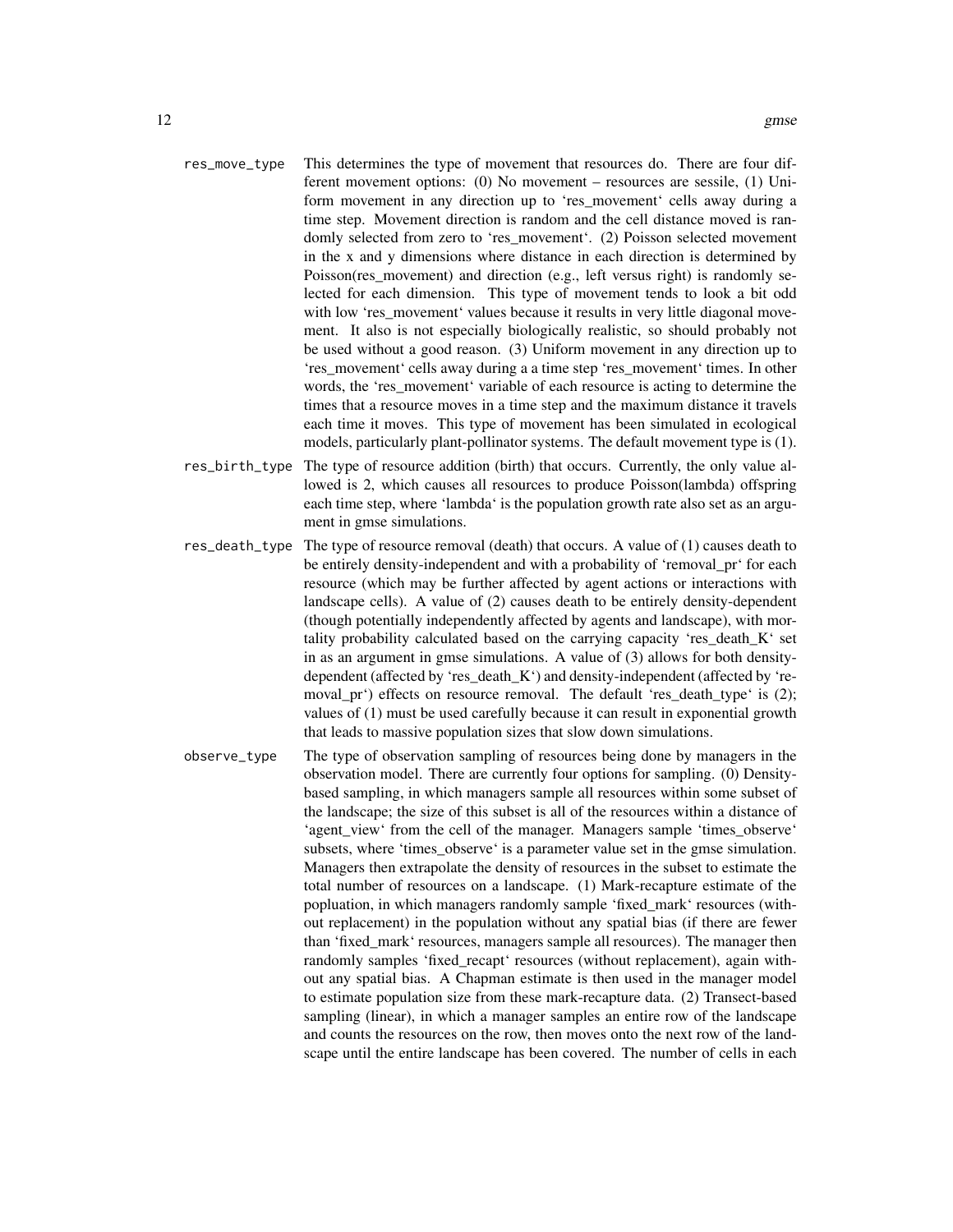**res_move_type** This determines the type of movement that resources do. There are four different movement options: (0) No movement – resources are sessile, (1) Uniform movement in any direction up to 'res_movement' cells away during a time step. Movement direction is random and the cell distance moved is randomly selected from zero to 'res_movement'. (2) Poisson selected movement in the x and y dimensions where distance in each direction is determined by Poisson(res_movement) and direction (e.g., left versus right) is randomly selected for each dimension. This type of movement tends to look a bit odd with low 'res_movement' values because it results in very little diagonal movement. It also is not especially biologically realistic, so should probably not be used without a good reason. (3) Uniform movement in any direction up to 'res_movement' cells away during a a time step 'res_movement' times. In other words, the 'res_movement' variable of each resource is acting to determine the times that a resource moves in a time step and the maximum distance it travels each time it moves. This type of movement has been simulated in ecological models, particularly plant-pollinator systems. The default movement type is (1).

**res_birth_type** The type of resource addition (birth) that occurs. Currently, the only value allowed is 2, which causes all resources to produce Poisson(lambda) offspring each time step, where 'lambda' is the population growth rate also set as an argument in gmse simulations.

**res_death_type** The type of resource removal (death) that occurs. A value of (1) causes death to be entirely density-independent and with a probability of 'removal_pr' for each resource (which may be further affected by agent actions or interactions with landscape cells). A value of (2) causes death to be entirely density-dependent (though potentially independently affected by agents and landscape), with mortality probability calculated based on the carrying capacity 'res_death_K' set in as an argument in gmse simulations. A value of (3) allows for both density-dependent (affected by 'res_death_K') and density-independent (affected by 'removal_pr') effects on resource removal. The default 'res_death_type' is (2); values of (1) must be used carefully because it can result in exponential growth that leads to massive population sizes that slow down simulations.

**observe_type** The type of observation sampling of resources being done by managers in the observation model. There are currently four options for sampling. (0) Density-based sampling, in which managers sample all resources within some subset of the landscape; the size of this subset is all of the resources within a distance of 'agent_view' from the cell of the manager. Managers sample 'times_observe' subsets, where 'times_observe' is a parameter value set in the gmse simulation. Managers then extrapolate the density of resources in the subset to estimate the total number of resources on a landscape. (1) Mark-recapture estimate of the popluation, in which managers randomly sample 'fixed_mark' resources (without replacement) in the population without any spatial bias (if there are fewer than 'fixed_mark' resources, managers sample all resources). The manager then randomly samples 'fixed_recapt' resources (without replacement), again without any spatial bias. A Chapman estimate is then used in the manager model to estimate population size from these mark-recapture data. (2) Transect-based sampling (linear), in which a manager samples an entire row of the landscape and counts the resources on the row, then moves onto the next row of the landscape until the entire landscape has been covered. The number of cells in each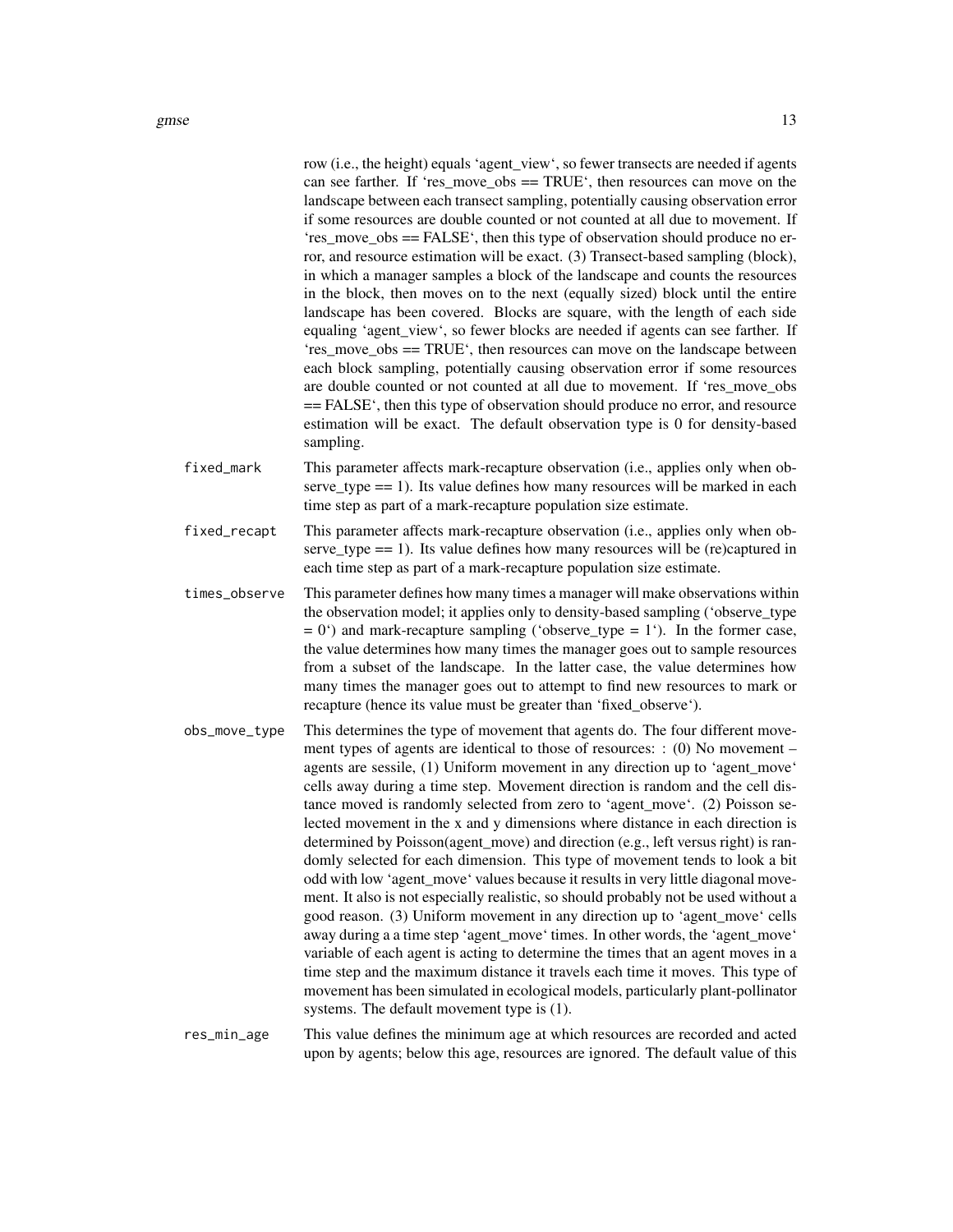row (i.e., the height) equals 'agent_view', so fewer transects are needed if agents can see farther. If 'res_move_obs == TRUE', then resources can move on the landscape between each transect sampling, potentially causing observation error if some resources are double counted or not counted at all due to movement. If 'res_move_obs == FALSE', then this type of observation should produce no error, and resource estimation will be exact. (3) Transect-based sampling (block), in which a manager samples a block of the landscape and counts the resources in the block, then moves on to the next (equally sized) block until the entire landscape has been covered. Blocks are square, with the length of each side equaling 'agent_view', so fewer blocks are needed if agents can see farther. If 'res_move_obs == TRUE', then resources can move on the landscape between each block sampling, potentially causing observation error if some resources are double counted or not counted at all due to movement. If 'res_move_obs == FALSE', then this type of observation should produce no error, and resource estimation will be exact. The default observation type is 0 for density-based sampling.

`fixed_mark` This parameter affects mark-recapture observation (i.e., applies only when observe_type == 1). Its value defines how many resources will be marked in each time step as part of a mark-recapture population size estimate.

`fixed_recapt` This parameter affects mark-recapture observation (i.e., applies only when observe_type == 1). Its value defines how many resources will be (re)captured in each time step as part of a mark-recapture population size estimate.

`times_observe` This parameter defines how many times a manager will make observations within the observation model; it applies only to density-based sampling ('observe_type = 0') and mark-recapture sampling ('observe_type = 1'). In the former case, the value determines how many times the manager goes out to sample resources from a subset of the landscape. In the latter case, the value determines how many times the manager goes out to attempt to find new resources to mark or recapture (hence its value must be greater than 'fixed_observe').

`obs_move_type` This determines the type of movement that agents do. The four different movement types of agents are identical to those of resources: : (0) No movement – agents are sessile, (1) Uniform movement in any direction up to 'agent_move' cells away during a time step. Movement direction is random and the cell distance moved is randomly selected from zero to 'agent_move'. (2) Poisson selected movement in the x and y dimensions where distance in each direction is determined by Poisson(agent_move) and direction (e.g., left versus right) is randomly selected for each dimension. This type of movement tends to look a bit odd with low 'agent_move' values because it results in very little diagonal movement. It also is not especially realistic, so should probably not be used without a good reason. (3) Uniform movement in any direction up to 'agent_move' cells away during a a time step 'agent_move' times. In other words, the 'agent_move' variable of each agent is acting to determine the times that an agent moves in a time step and the maximum distance it travels each time it moves. This type of movement has been simulated in ecological models, particularly plant-pollinator systems. The default movement type is (1).

`res_min_age` This value defines the minimum age at which resources are recorded and acted upon by agents; below this age, resources are ignored. The default value of this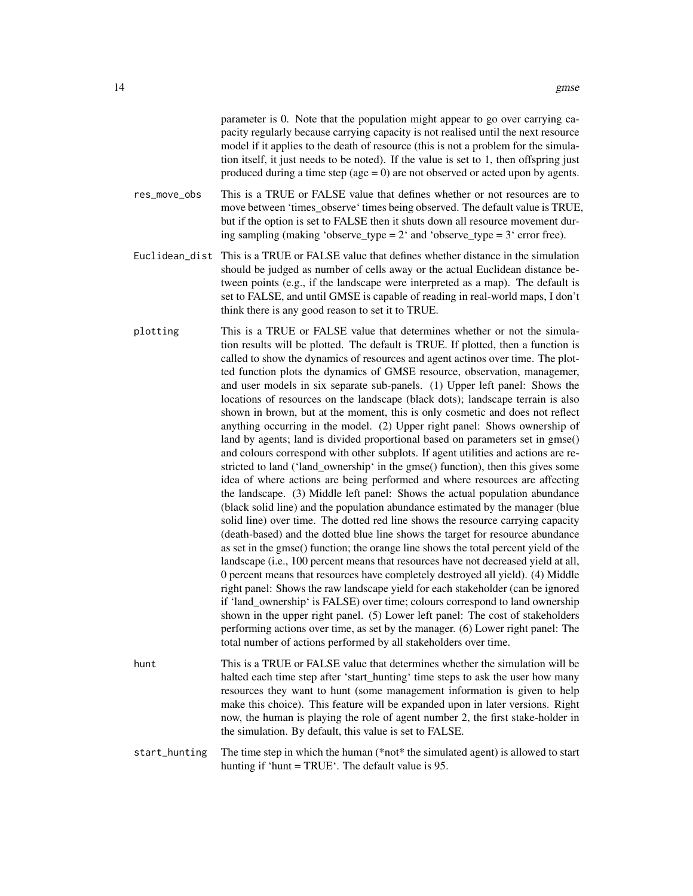parameter is 0. Note that the population might appear to go over carrying capacity regularly because carrying capacity is not realised until the next resource model if it applies to the death of resource (this is not a problem for the simulation itself, it just needs to be noted). If the value is set to 1, then offspring just produced during a time step (age = 0) are not observed or acted upon by agents.

res_move_obs
: This is a TRUE or FALSE value that defines whether or not resources are to move between 'times_observe' times being observed. The default value is TRUE, but if the option is set to FALSE then it shuts down all resource movement during sampling (making 'observe_type = 2' and 'observe_type = 3' error free).

Euclidean_dist
: This is a TRUE or FALSE value that defines whether distance in the simulation should be judged as number of cells away or the actual Euclidean distance between points (e.g., if the landscape were interpreted as a map). The default is set to FALSE, and until GMSE is capable of reading in real-world maps, I don't think there is any good reason to set it to TRUE.

plotting
: This is a TRUE or FALSE value that determines whether or not the simulation results will be plotted. The default is TRUE. If plotted, then a function is called to show the dynamics of resources and agent actinos over time. The plotted function plots the dynamics of GMSE resource, observation, managemer, and user models in six separate sub-panels. (1) Upper left panel: Shows the locations of resources on the landscape (black dots); landscape terrain is also shown in brown, but at the moment, this is only cosmetic and does not reflect anything occurring in the model. (2) Upper right panel: Shows ownership of land by agents; land is divided proportional based on parameters set in gmse() and colours correspond with other subplots. If agent utilities and actions are restricted to land ('land_ownership' in the gmse() function), then this gives some idea of where actions are being performed and where resources are affecting the landscape. (3) Middle left panel: Shows the actual population abundance (black solid line) and the population abundance estimated by the manager (blue solid line) over time. The dotted red line shows the resource carrying capacity (death-based) and the dotted blue line shows the target for resource abundance as set in the gmse() function; the orange line shows the total percent yield of the landscape (i.e., 100 percent means that resources have not decreased yield at all, 0 percent means that resources have completely destroyed all yield). (4) Middle right panel: Shows the raw landscape yield for each stakeholder (can be ignored if 'land_ownership' is FALSE) over time; colours correspond to land ownership shown in the upper right panel. (5) Lower left panel: The cost of stakeholders performing actions over time, as set by the manager. (6) Lower right panel: The total number of actions performed by all stakeholders over time.

hunt
: This is a TRUE or FALSE value that determines whether the simulation will be halted each time step after 'start_hunting' time steps to ask the user how many resources they want to hunt (some management information is given to help make this choice). This feature will be expanded upon in later versions. Right now, the human is playing the role of agent number 2, the first stake-holder in the simulation. By default, this value is set to FALSE.

start_hunting
: The time step in which the human (*not* the simulated agent) is allowed to start hunting if 'hunt = TRUE'. The default value is 95.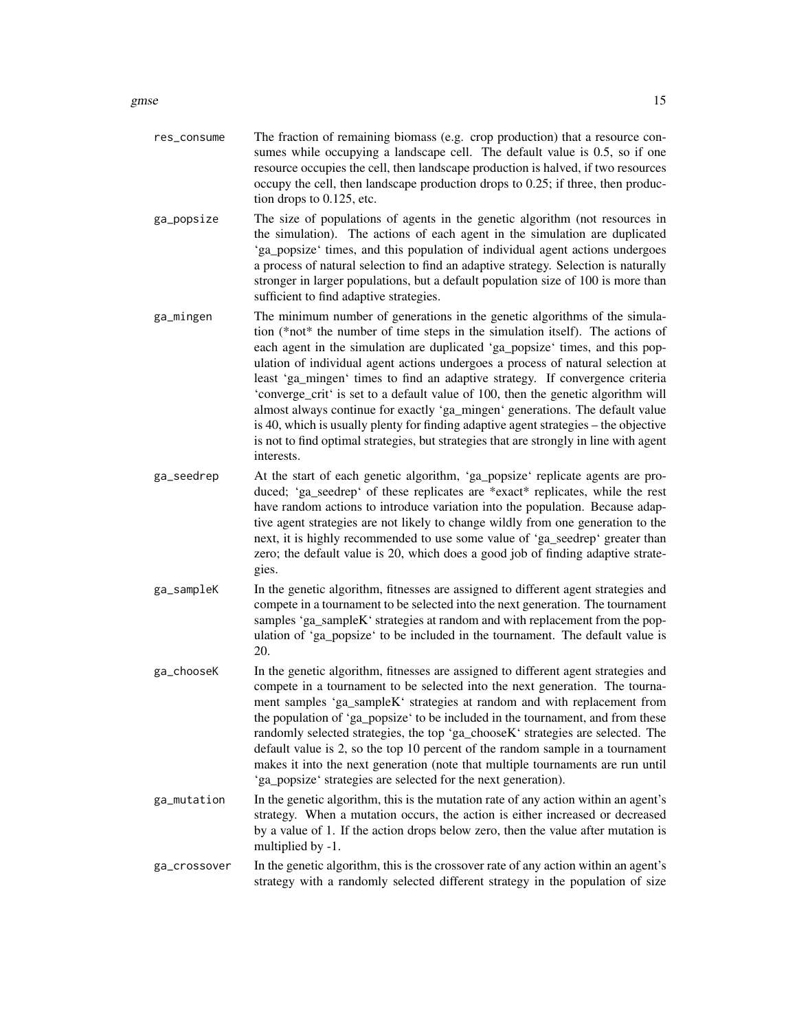res_consume
: The fraction of remaining biomass (e.g. crop production) that a resource consumes while occupying a landscape cell. The default value is 0.5, so if one resource occupies the cell, then landscape production is halved, if two resources occupy the cell, then landscape production drops to 0.25; if three, then production drops to 0.125, etc.

ga_popsize
: The size of populations of agents in the genetic algorithm (not resources in the simulation). The actions of each agent in the simulation are duplicated 'ga_popsize' times, and this population of individual agent actions undergoes a process of natural selection to find an adaptive strategy. Selection is naturally stronger in larger populations, but a default population size of 100 is more than sufficient to find adaptive strategies.

ga_mingen
: The minimum number of generations in the genetic algorithms of the simulation (*not* the number of time steps in the simulation itself). The actions of each agent in the simulation are duplicated 'ga_popsize' times, and this population of individual agent actions undergoes a process of natural selection at least 'ga_mingen' times to find an adaptive strategy. If convergence criteria 'converge_crit' is set to a default value of 100, then the genetic algorithm will almost always continue for exactly 'ga_mingen' generations. The default value is 40, which is usually plenty for finding adaptive agent strategies – the objective is not to find optimal strategies, but strategies that are strongly in line with agent interests.

ga_seedrep
: At the start of each genetic algorithm, 'ga_popsize' replicate agents are produced; 'ga_seedrep' of these replicates are *exact* replicates, while the rest have random actions to introduce variation into the population. Because adaptive agent strategies are not likely to change wildly from one generation to the next, it is highly recommended to use some value of 'ga_seedrep' greater than zero; the default value is 20, which does a good job of finding adaptive strategies.

ga_sampleK
: In the genetic algorithm, fitnesses are assigned to different agent strategies and compete in a tournament to be selected into the next generation. The tournament samples 'ga_sampleK' strategies at random and with replacement from the population of 'ga_popsize' to be included in the tournament. The default value is 20.

ga_chooseK
: In the genetic algorithm, fitnesses are assigned to different agent strategies and compete in a tournament to be selected into the next generation. The tournament samples 'ga_sampleK' strategies at random and with replacement from the population of 'ga_popsize' to be included in the tournament, and from these randomly selected strategies, the top 'ga_chooseK' strategies are selected. The default value is 2, so the top 10 percent of the random sample in a tournament makes it into the next generation (note that multiple tournaments are run until 'ga_popsize' strategies are selected for the next generation).

ga_mutation
: In the genetic algorithm, this is the mutation rate of any action within an agent's strategy. When a mutation occurs, the action is either increased or decreased by a value of 1. If the action drops below zero, then the value after mutation is multiplied by -1.

ga_crossover
: In the genetic algorithm, this is the crossover rate of any action within an agent's strategy with a randomly selected different strategy in the population of size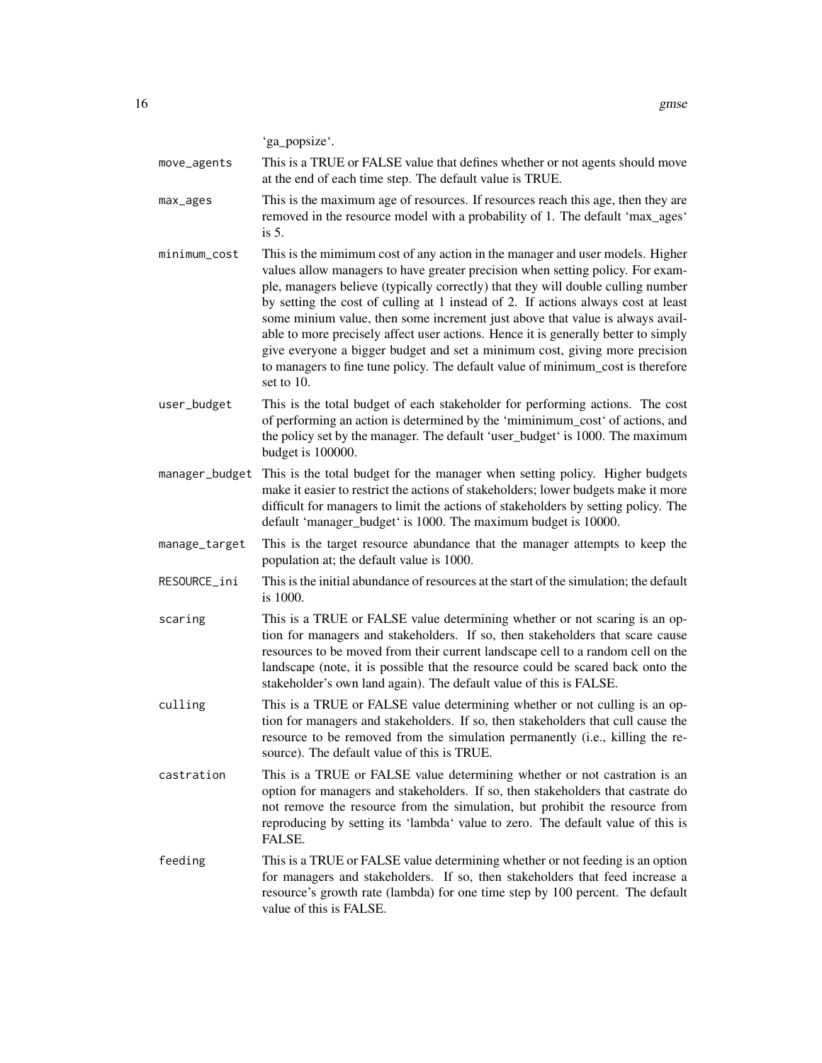'ga_popsize'.

move_agents
: This is a TRUE or FALSE value that defines whether or not agents should move at the end of each time step. The default value is TRUE.

max_ages
: This is the maximum age of resources. If resources reach this age, then they are removed in the resource model with a probability of 1. The default 'max_ages' is 5.

minimum_cost
: This is the mimimum cost of any action in the manager and user models. Higher values allow managers to have greater precision when setting policy. For example, managers believe (typically correctly) that they will double culling number by setting the cost of culling at 1 instead of 2. If actions always cost at least some minium value, then some increment just above that value is always available to more precisely affect user actions. Hence it is generally better to simply give everyone a bigger budget and set a minimum cost, giving more precision to managers to fine tune policy. The default value of minimum_cost is therefore set to 10.

user_budget
: This is the total budget of each stakeholder for performing actions. The cost of performing an action is determined by the 'mimimum_cost' of actions, and the policy set by the manager. The default 'user_budget' is 1000. The maximum budget is 100000.

manager_budget
: This is the total budget for the manager when setting policy. Higher budgets make it easier to restrict the actions of stakeholders; lower budgets make it more difficult for managers to limit the actions of stakeholders by setting policy. The default 'manager_budget' is 1000. The maximum budget is 10000.

manage_target
: This is the target resource abundance that the manager attempts to keep the population at; the default value is 1000.

RESOURCE_ini
: This is the initial abundance of resources at the start of the simulation; the default is 1000.

scaring
: This is a TRUE or FALSE value determining whether or not scaring is an option for managers and stakeholders. If so, then stakeholders that scare cause resources to be moved from their current landscape cell to a random cell on the landscape (note, it is possible that the resource could be scared back onto the stakeholder's own land again). The default value of this is FALSE.

culling
: This is a TRUE or FALSE value determining whether or not culling is an option for managers and stakeholders. If so, then stakeholders that cull cause the resource to be removed from the simulation permanently (i.e., killing the resource). The default value of this is TRUE.

castration
: This is a TRUE or FALSE value determining whether or not castration is an option for managers and stakeholders. If so, then stakeholders that castrate do not remove the resource from the simulation, but prohibit the resource from reproducing by setting its 'lambda' value to zero. The default value of this is FALSE.

feeding
: This is a TRUE or FALSE value determining whether or not feeding is an option for managers and stakeholders. If so, then stakeholders that feed increase a resource's growth rate (lambda) for one time step by 100 percent. The default value of this is FALSE.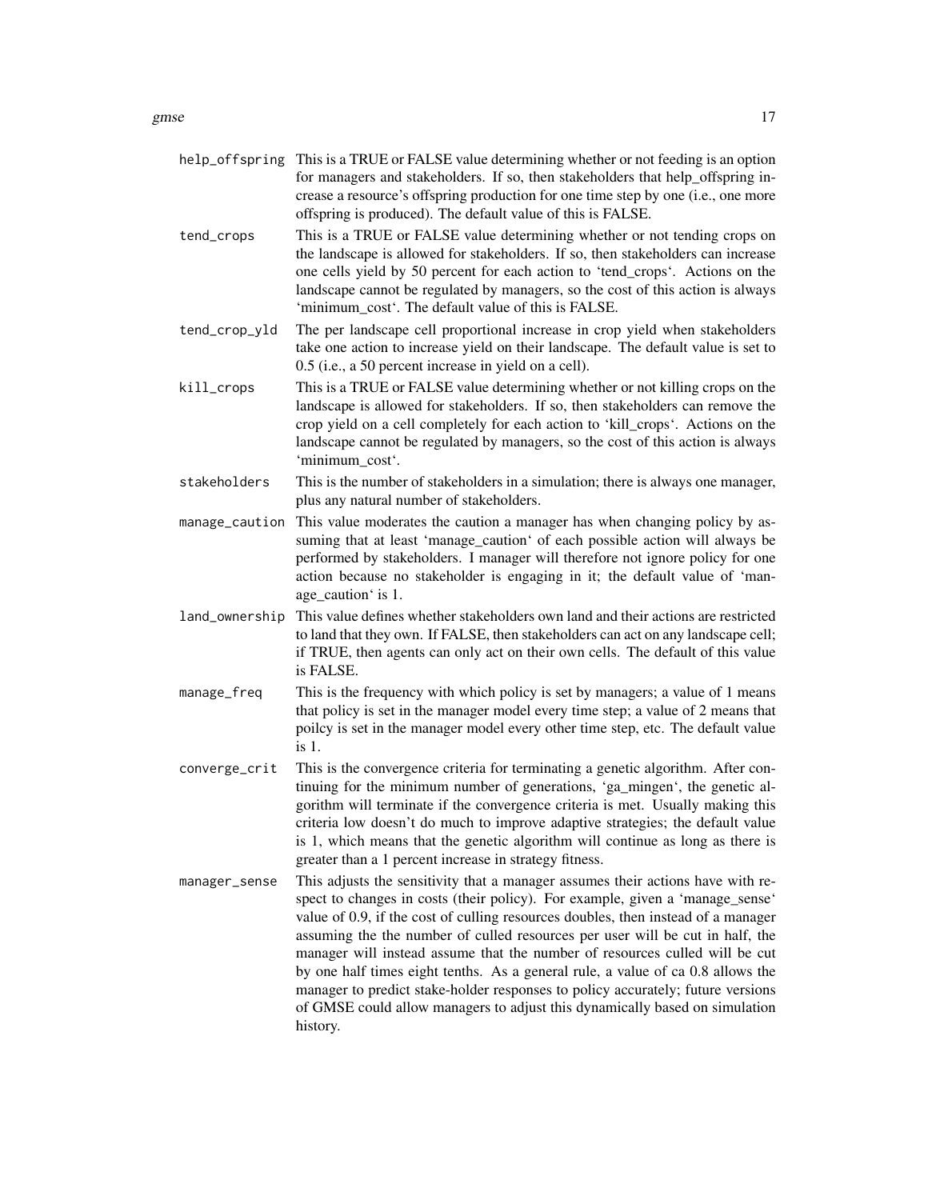help_offspring
: This is a TRUE or FALSE value determining whether or not feeding is an option for managers and stakeholders. If so, then stakeholders that help_offspring increase a resource's offspring production for one time step by one (i.e., one more offspring is produced). The default value of this is FALSE.

tend_crops
: This is a TRUE or FALSE value determining whether or not tending crops on the landscape is allowed for stakeholders. If so, then stakeholders can increase one cells yield by 50 percent for each action to 'tend_crops'. Actions on the landscape cannot be regulated by managers, so the cost of this action is always 'minimum_cost'. The default value of this is FALSE.

tend_crop_yld
: The per landscape cell proportional increase in crop yield when stakeholders take one action to increase yield on their landscape. The default value is set to 0.5 (i.e., a 50 percent increase in yield on a cell).

kill_crops
: This is a TRUE or FALSE value determining whether or not killing crops on the landscape is allowed for stakeholders. If so, then stakeholders can remove the crop yield on a cell completely for each action to 'kill_crops'. Actions on the landscape cannot be regulated by managers, so the cost of this action is always 'minimum_cost'.

stakeholders
: This is the number of stakeholders in a simulation; there is always one manager, plus any natural number of stakeholders.

manage_caution
: This value moderates the caution a manager has when changing policy by assuming that at least 'manage_caution' of each possible action will always be performed by stakeholders. I manager will therefore not ignore policy for one action because no stakeholder is engaging in it; the default value of 'manage_caution' is 1.

land_ownership
: This value defines whether stakeholders own land and their actions are restricted to land that they own. If FALSE, then stakeholders can act on any landscape cell; if TRUE, then agents can only act on their own cells. The default of this value is FALSE.

manage_freq
: This is the frequency with which policy is set by managers; a value of 1 means that policy is set in the manager model every time step; a value of 2 means that poilcy is set in the manager model every other time step, etc. The default value is 1.

converge_crit
: This is the convergence criteria for terminating a genetic algorithm. After continuing for the minimum number of generations, 'ga_mingen', the genetic algorithm will terminate if the convergence criteria is met. Usually making this criteria low doesn't do much to improve adaptive strategies; the default value is 1, which means that the genetic algorithm will continue as long as there is greater than a 1 percent increase in strategy fitness.

manager_sense
: This adjusts the sensitivity that a manager assumes their actions have with respect to changes in costs (their policy). For example, given a 'manage_sense' value of 0.9, if the cost of culling resources doubles, then instead of a manager assuming the the number of culled resources per user will be cut in half, the manager will instead assume that the number of resources culled will be cut by one half times eight tenths. As a general rule, a value of ca 0.8 allows the manager to predict stake-holder responses to policy accurately; future versions of GMSE could allow managers to adjust this dynamically based on simulation history.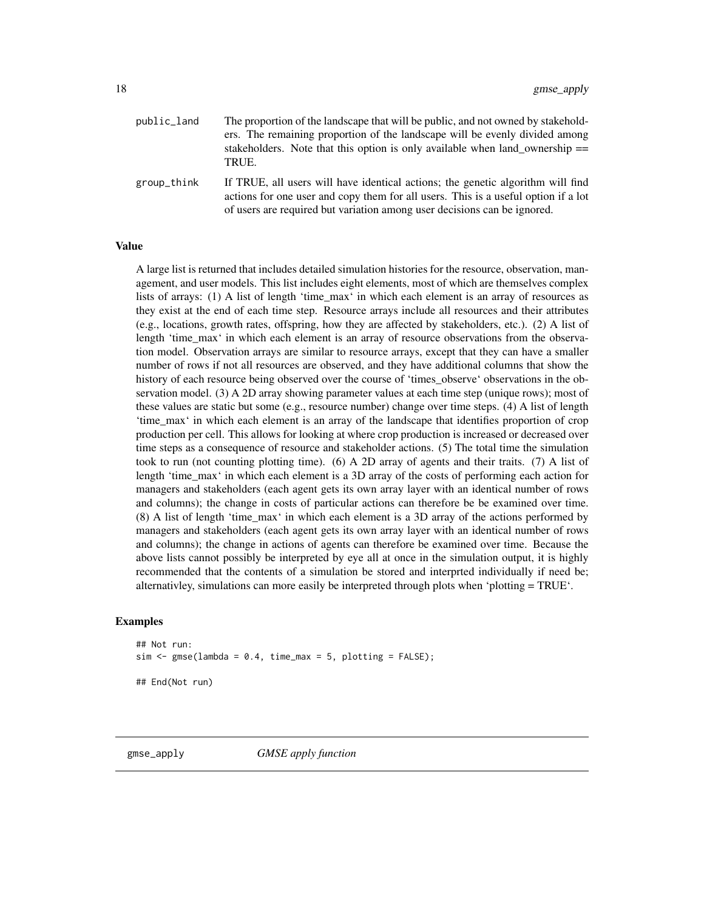| | |
|---|---|
| public_land | The proportion of the landscape that will be public, and not owned by stakeholders. The remaining proportion of the landscape will be evenly divided among stakeholders. Note that this option is only available when land_ownership == TRUE. |
| group_think | If TRUE, all users will have identical actions; the genetic algorithm will find actions for one user and copy them for all users. This is a useful option if a lot of users are required but variation among user decisions can be ignored. |

### Value

A large list is returned that includes detailed simulation histories for the resource, observation, management, and user models. This list includes eight elements, most of which are themselves complex lists of arrays: (1) A list of length 'time_max' in which each element is an array of resources as they exist at the end of each time step. Resource arrays include all resources and their attributes (e.g., locations, growth rates, offspring, how they are affected by stakeholders, etc.). (2) A list of length 'time_max' in which each element is an array of resource observations from the observation model. Observation arrays are similar to resource arrays, except that they can have a smaller number of rows if not all resources are observed, and they have additional columns that show the history of each resource being observed over the course of 'times_observe' observations in the observation model. (3) A 2D array showing parameter values at each time step (unique rows); most of these values are static but some (e.g., resource number) change over time steps. (4) A list of length 'time_max' in which each element is an array of the landscape that identifies proportion of crop production per cell. This allows for looking at where crop production is increased or decreased over time steps as a consequence of resource and stakeholder actions. (5) The total time the simulation took to run (not counting plotting time). (6) A 2D array of agents and their traits. (7) A list of length 'time_max' in which each element is a 3D array of the costs of performing each action for managers and stakeholders (each agent gets its own array layer with an identical number of rows and columns); the change in costs of particular actions can therefore be be examined over time. (8) A list of length 'time_max' in which each element is a 3D array of the actions performed by managers and stakeholders (each agent gets its own array layer with an identical number of rows and columns); the change in actions of agents can therefore be examined over time. Because the above lists cannot possibly be interpreted by eye all at once in the simulation output, it is highly recommended that the contents of a simulation be stored and interprted individually if need be; alternativley, simulations can more easily be interpreted through plots when 'plotting = TRUE'.

### Examples

```
## Not run:
sim <- gmse(lambda = 0.4, time_max = 5, plotting = FALSE);

## End(Not run)
```

---

## gmse_apply *GMSE apply function*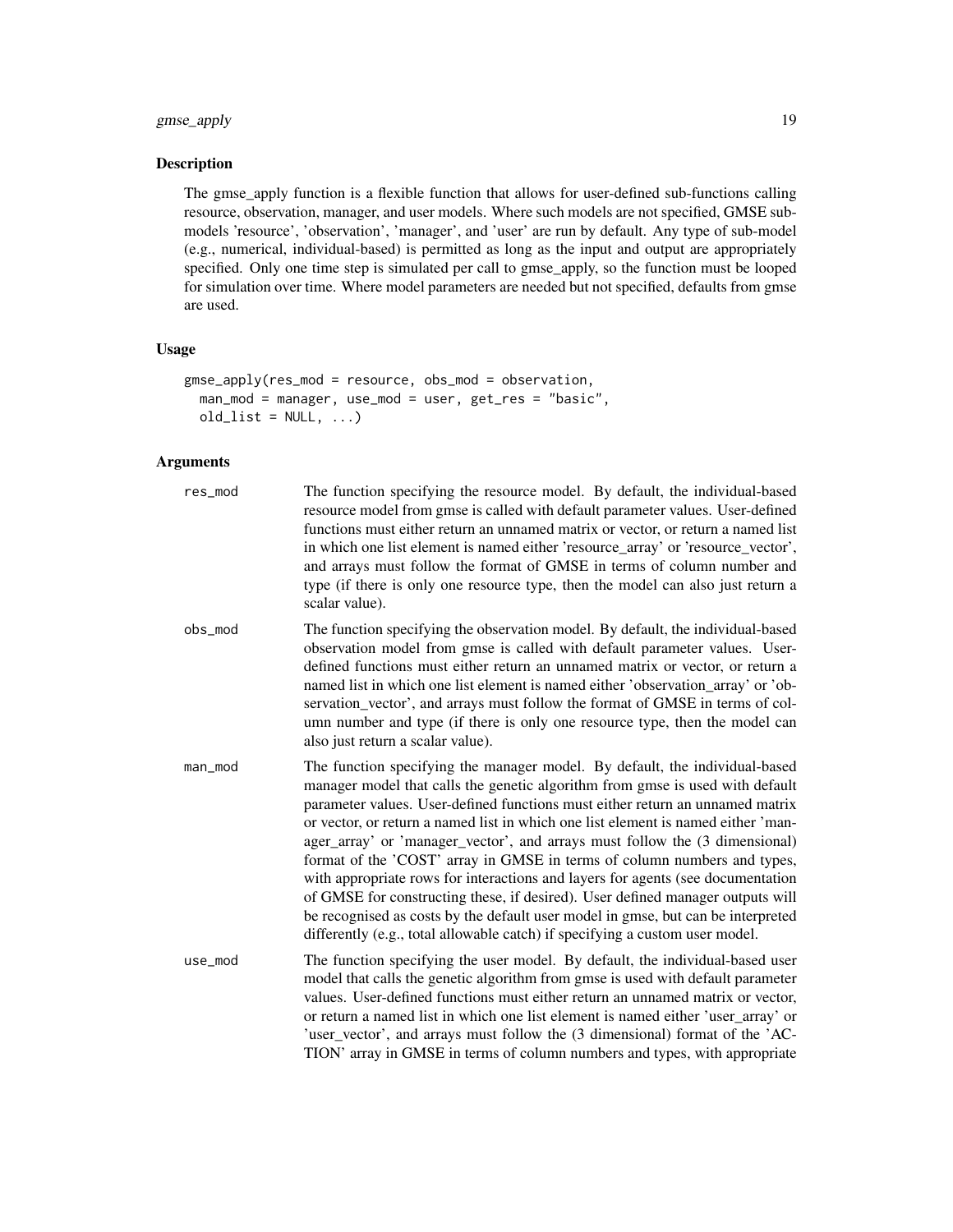### Description

The gmse_apply function is a flexible function that allows for user-defined sub-functions calling resource, observation, manager, and user models. Where such models are not specified, GMSE submodels 'resource', 'observation', 'manager', and 'user' are run by default. Any type of sub-model (e.g., numerical, individual-based) is permitted as long as the input and output are appropriately specified. Only one time step is simulated per call to gmse_apply, so the function must be looped for simulation over time. Where model parameters are needed but not specified, defaults from gmse are used.

### Usage

```
gmse_apply(res_mod = resource, obs_mod = observation,
  man_mod = manager, use_mod = user, get_res = "basic",
  old_list = NULL, ...)
```

### Arguments

| | |
|---|---|
| res_mod | The function specifying the resource model. By default, the individual-based resource model from gmse is called with default parameter values. User-defined functions must either return an unnamed matrix or vector, or return a named list in which one list element is named either 'resource_array' or 'resource_vector', and arrays must follow the format of GMSE in terms of column number and type (if there is only one resource type, then the model can also just return a scalar value). |
| obs_mod | The function specifying the observation model. By default, the individual-based observation model from gmse is called with default parameter values. User-defined functions must either return an unnamed matrix or vector, or return a named list in which one list element is named either 'observation_array' or 'observation_vector', and arrays must follow the format of GMSE in terms of column number and type (if there is only one resource type, then the model can also just return a scalar value). |
| man_mod | The function specifying the manager model. By default, the individual-based manager model that calls the genetic algorithm from gmse is used with default parameter values. User-defined functions must either return an unnamed matrix or vector, or return a named list in which one list element is named either 'manager_array' or 'manager_vector', and arrays must follow the (3 dimensional) format of the 'COST' array in GMSE in terms of column numbers and types, with appropriate rows for interactions and layers for agents (see documentation of GMSE for constructing these, if desired). User defined manager outputs will be recognised as costs by the default user model in gmse, but can be interpreted differently (e.g., total allowable catch) if specifying a custom user model. |
| use_mod | The function specifying the user model. By default, the individual-based user model that calls the genetic algorithm from gmse is used with default parameter values. User-defined functions must either return an unnamed matrix or vector, or return a named list in which one list element is named either 'user_array' or 'user_vector', and arrays must follow the (3 dimensional) format of the 'ACTION' array in GMSE in terms of column numbers and types, with appropriate |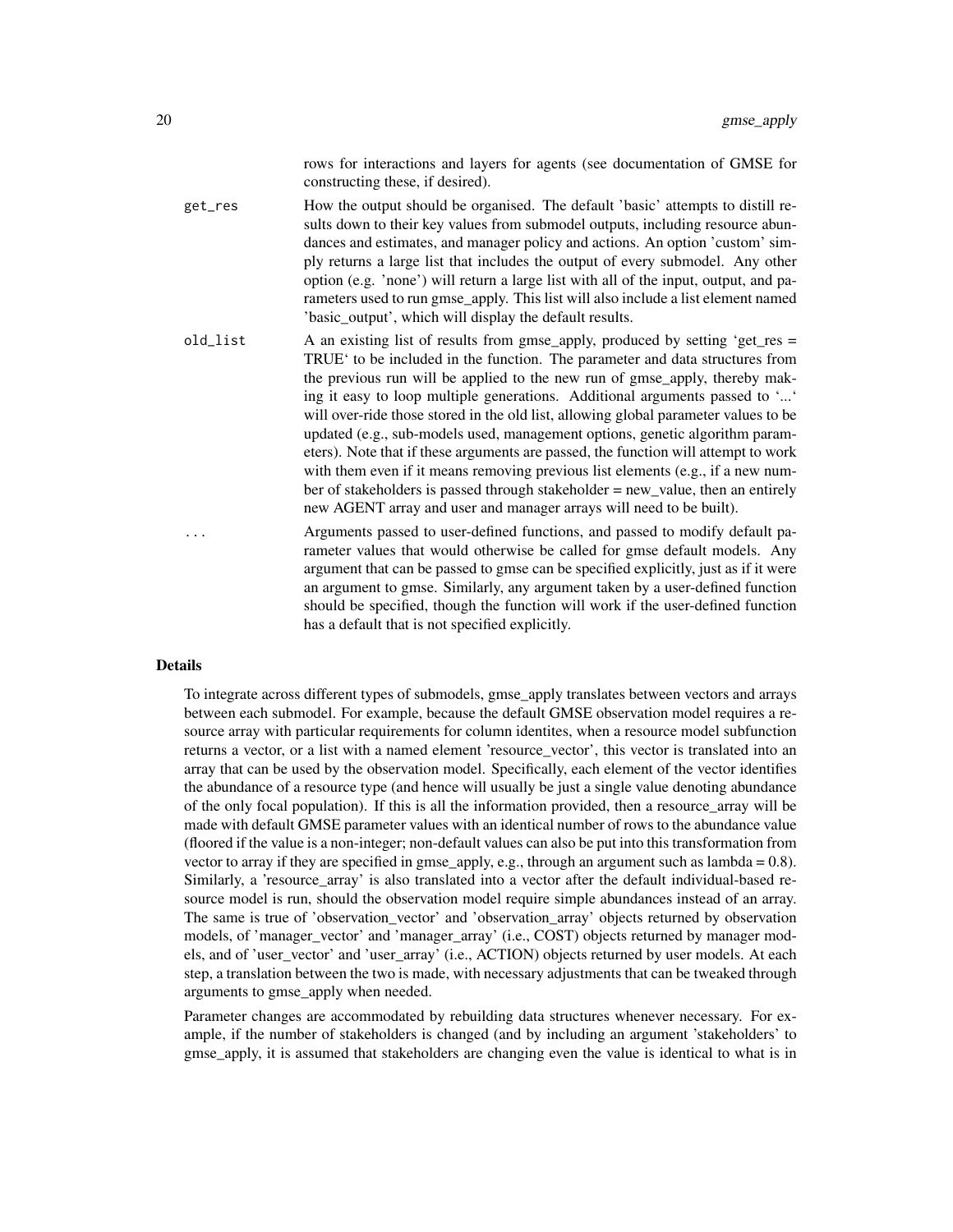rows for interactions and layers for agents (see documentation of GMSE for constructing these, if desired).

get_res
: How the output should be organised. The default 'basic' attempts to distill results down to their key values from submodel outputs, including resource abundances and estimates, and manager policy and actions. An option 'custom' simply returns a large list that includes the output of every submodel. Any other option (e.g. 'none') will return a large list with all of the input, output, and parameters used to run gmse_apply. This list will also include a list element named 'basic_output', which will display the default results.

old_list
: A an existing list of results from gmse_apply, produced by setting 'get_res = TRUE' to be included in the function. The parameter and data structures from the previous run will be applied to the new run of gmse_apply, thereby making it easy to loop multiple generations. Additional arguments passed to '...' will over-ride those stored in the old list, allowing global parameter values to be updated (e.g., sub-models used, management options, genetic algorithm parameters). Note that if these arguments are passed, the function will attempt to work with them even if it means removing previous list elements (e.g., if a new number of stakeholders is passed through stakeholder = new_value, then an entirely new AGENT array and user and manager arrays will need to be built).

...
: Arguments passed to user-defined functions, and passed to modify default parameter values that would otherwise be called for gmse default models. Any argument that can be passed to gmse can be specified explicitly, just as if it were an argument to gmse. Similarly, any argument taken by a user-defined function should be specified, though the function will work if the user-defined function has a default that is not specified explicitly.

## Details

To integrate across different types of submodels, gmse_apply translates between vectors and arrays between each submodel. For example, because the default GMSE observation model requires a resource array with particular requirements for column identites, when a resource model subfunction returns a vector, or a list with a named element 'resource_vector', this vector is translated into an array that can be used by the observation model. Specifically, each element of the vector identifies the abundance of a resource type (and hence will usually be just a single value denoting abundance of the only focal population). If this is all the information provided, then a resource_array will be made with default GMSE parameter values with an identical number of rows to the abundance value (floored if the value is a non-integer; non-default values can also be put into this transformation from vector to array if they are specified in gmse_apply, e.g., through an argument such as lambda = 0.8). Similarly, a 'resource_array' is also translated into a vector after the default individual-based resource model is run, should the observation model require simple abundances instead of an array. The same is true of 'observation_vector' and 'observation_array' objects returned by observation models, of 'manager_vector' and 'manager_array' (i.e., COST) objects returned by manager models, and of 'user_vector' and 'user_array' (i.e., ACTION) objects returned by user models. At each step, a translation between the two is made, with necessary adjustments that can be tweaked through arguments to gmse_apply when needed.

Parameter changes are accommodated by rebuilding data structures whenever necessary. For example, if the number of stakeholders is changed (and by including an argument 'stakeholders' to gmse_apply, it is assumed that stakeholders are changing even the value is identical to what is in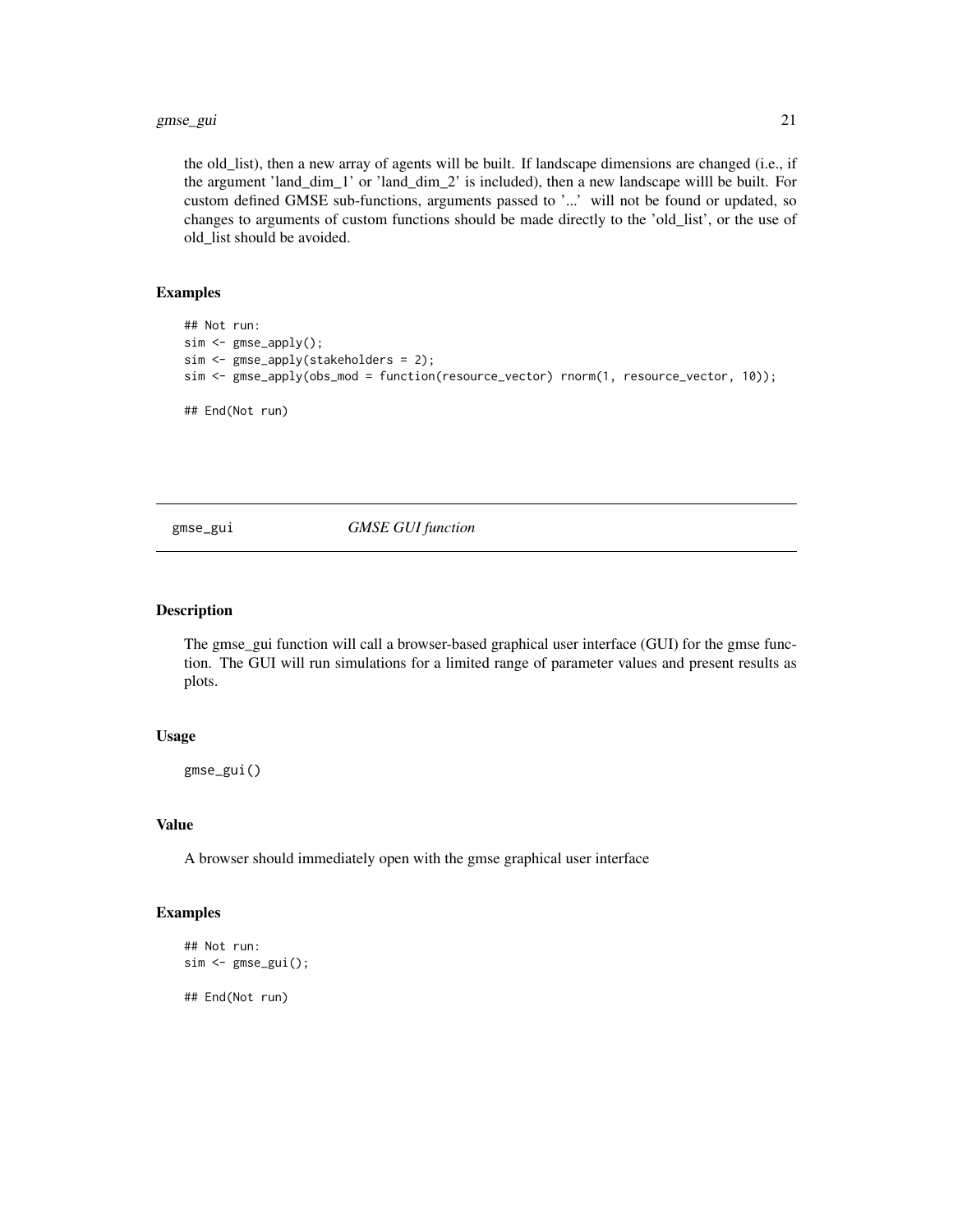the old_list), then a new array of agents will be built. If landscape dimensions are changed (i.e., if the argument 'land_dim_1' or 'land_dim_2' is included), then a new landscape willl be built. For custom defined GMSE sub-functions, arguments passed to '...' will not be found or updated, so changes to arguments of custom functions should be made directly to the 'old_list', or the use of old_list should be avoided.

### Examples

```
## Not run:
sim <- gmse_apply();
sim <- gmse_apply(stakeholders = 2);
sim <- gmse_apply(obs_mod = function(resource_vector) rnorm(1, resource_vector, 10));

## End(Not run)
```

---

## gmse_gui *GMSE GUI function*

---

### Description

The gmse_gui function will call a browser-based graphical user interface (GUI) for the gmse function. The GUI will run simulations for a limited range of parameter values and present results as plots.

### Usage

```
gmse_gui()
```

### Value

A browser should immediately open with the gmse graphical user interface

### Examples

```
## Not run:
sim <- gmse_gui();

## End(Not run)
```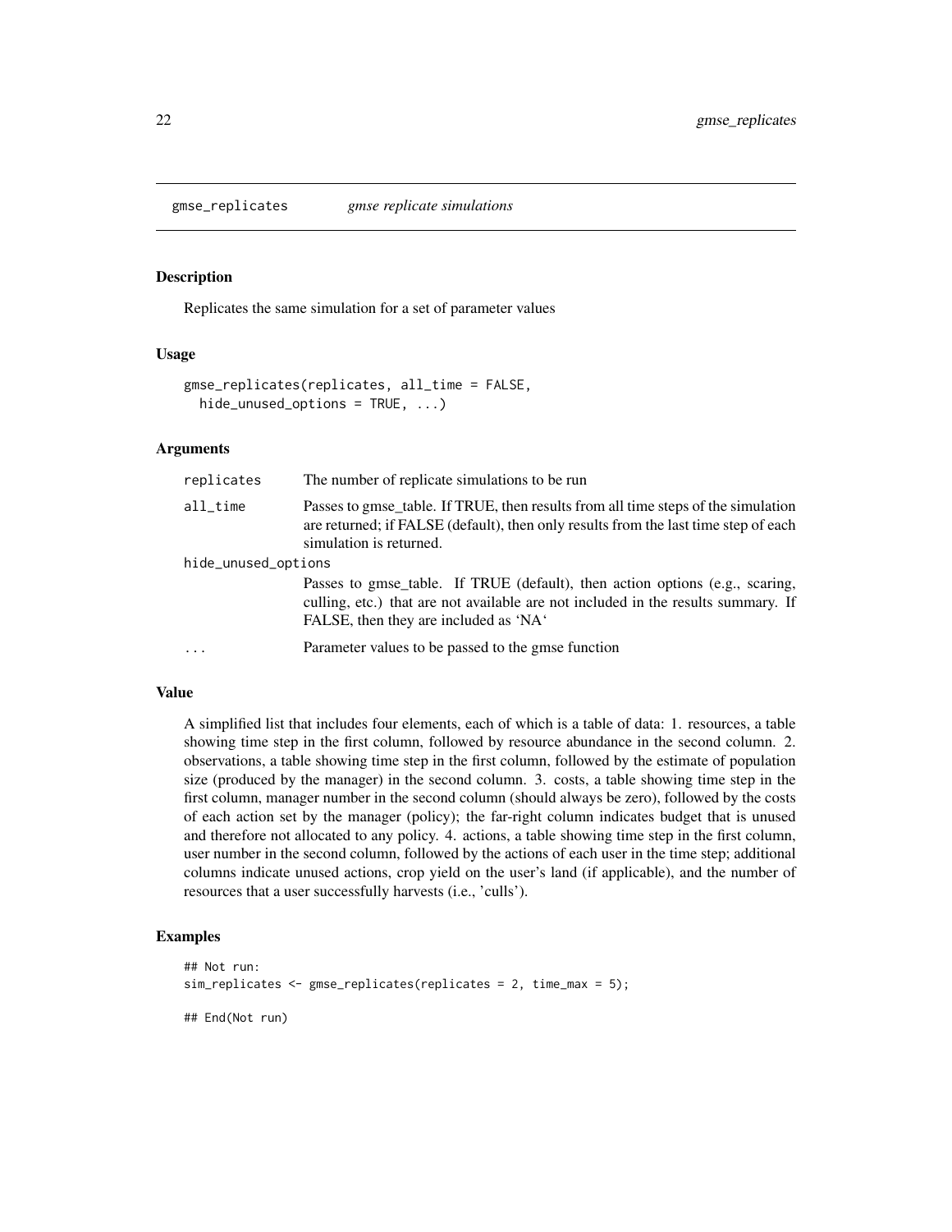## gmse_replicates *gmse replicate simulations*

### Description

Replicates the same simulation for a set of parameter values

### Usage

```
gmse_replicates(replicates, all_time = FALSE,
  hide_unused_options = TRUE, ...)
```

### Arguments

| | |
|---|---|
| replicates | The number of replicate simulations to be run |
| all_time | Passes to gmse_table. If TRUE, then results from all time steps of the simulation are returned; if FALSE (default), then only results from the last time step of each simulation is returned. |
| hide_unused_options | Passes to gmse_table. If TRUE (default), then action options (e.g., scaring, culling, etc.) that are not available are not included in the results summary. If FALSE, then they are included as 'NA' |
| ... | Parameter values to be passed to the gmse function |

### Value

A simplified list that includes four elements, each of which is a table of data: 1. resources, a table showing time step in the first column, followed by resource abundance in the second column. 2. observations, a table showing time step in the first column, followed by the estimate of population size (produced by the manager) in the second column. 3. costs, a table showing time step in the first column, manager number in the second column (should always be zero), followed by the costs of each action set by the manager (policy); the far-right column indicates budget that is unused and therefore not allocated to any policy. 4. actions, a table showing time step in the first column, user number in the second column, followed by the actions of each user in the time step; additional columns indicate unused actions, crop yield on the user's land (if applicable), and the number of resources that a user successfully harvests (i.e., 'culls').

### Examples

```
## Not run:
sim_replicates <- gmse_replicates(replicates = 2, time_max = 5);

## End(Not run)
```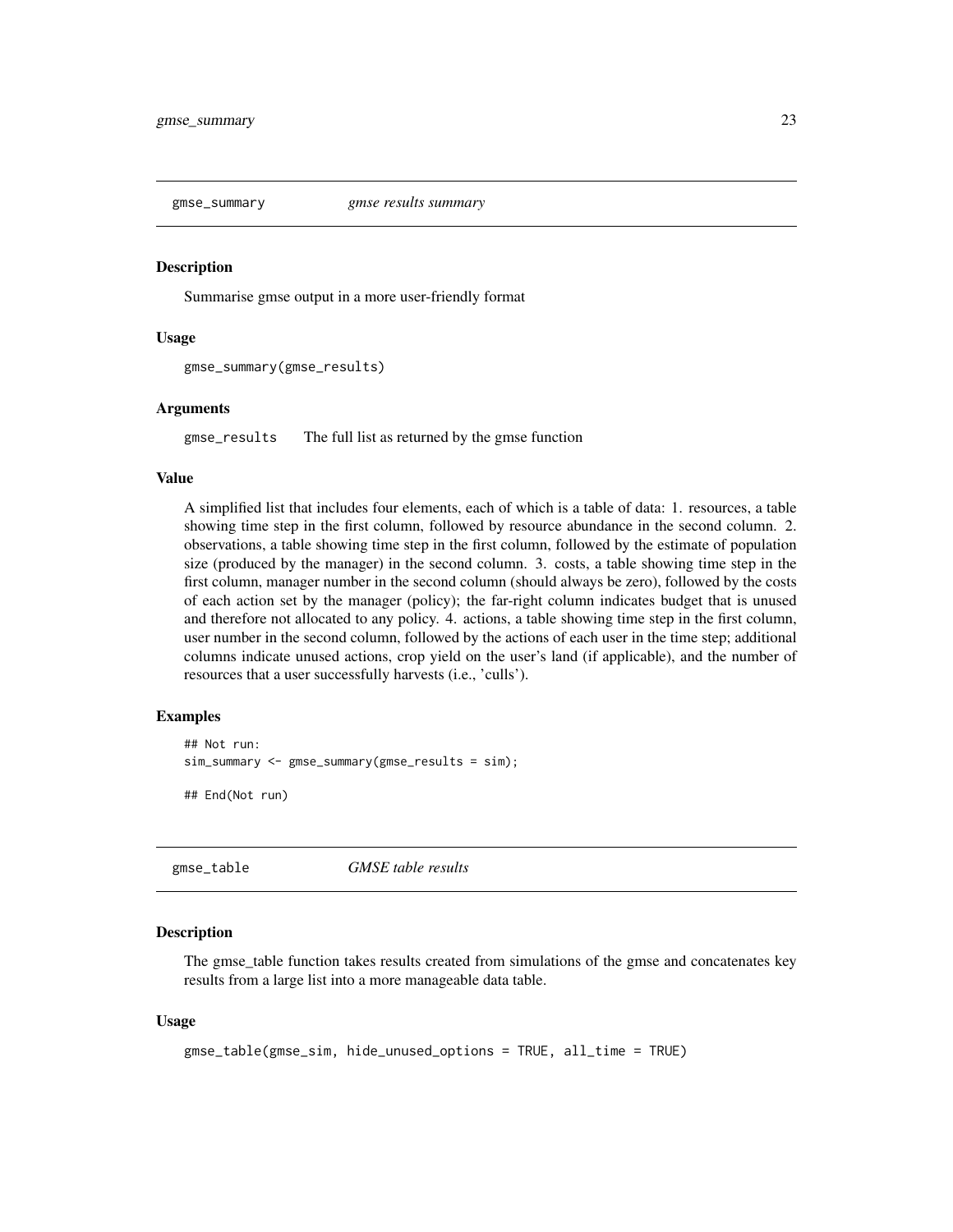## gmse_summary — *gmse results summary*

### Description

Summarise gmse output in a more user-friendly format

### Usage

```
gmse_summary(gmse_results)
```

### Arguments

| | |
|---|---|
| gmse_results | The full list as returned by the gmse function |

### Value

A simplified list that includes four elements, each of which is a table of data: 1. resources, a table showing time step in the first column, followed by resource abundance in the second column. 2. observations, a table showing time step in the first column, followed by the estimate of population size (produced by the manager) in the second column. 3. costs, a table showing time step in the first column, manager number in the second column (should always be zero), followed by the costs of each action set by the manager (policy); the far-right column indicates budget that is unused and therefore not allocated to any policy. 4. actions, a table showing time step in the first column, user number in the second column, followed by the actions of each user in the time step; additional columns indicate unused actions, crop yield on the user's land (if applicable), and the number of resources that a user successfully harvests (i.e., 'culls').

### Examples

```
## Not run:
sim_summary <- gmse_summary(gmse_results = sim);

## End(Not run)
```

## gmse_table — *GMSE table results*

### Description

The gmse_table function takes results created from simulations of the gmse and concatenates key results from a large list into a more manageable data table.

### Usage

```
gmse_table(gmse_sim, hide_unused_options = TRUE, all_time = TRUE)
```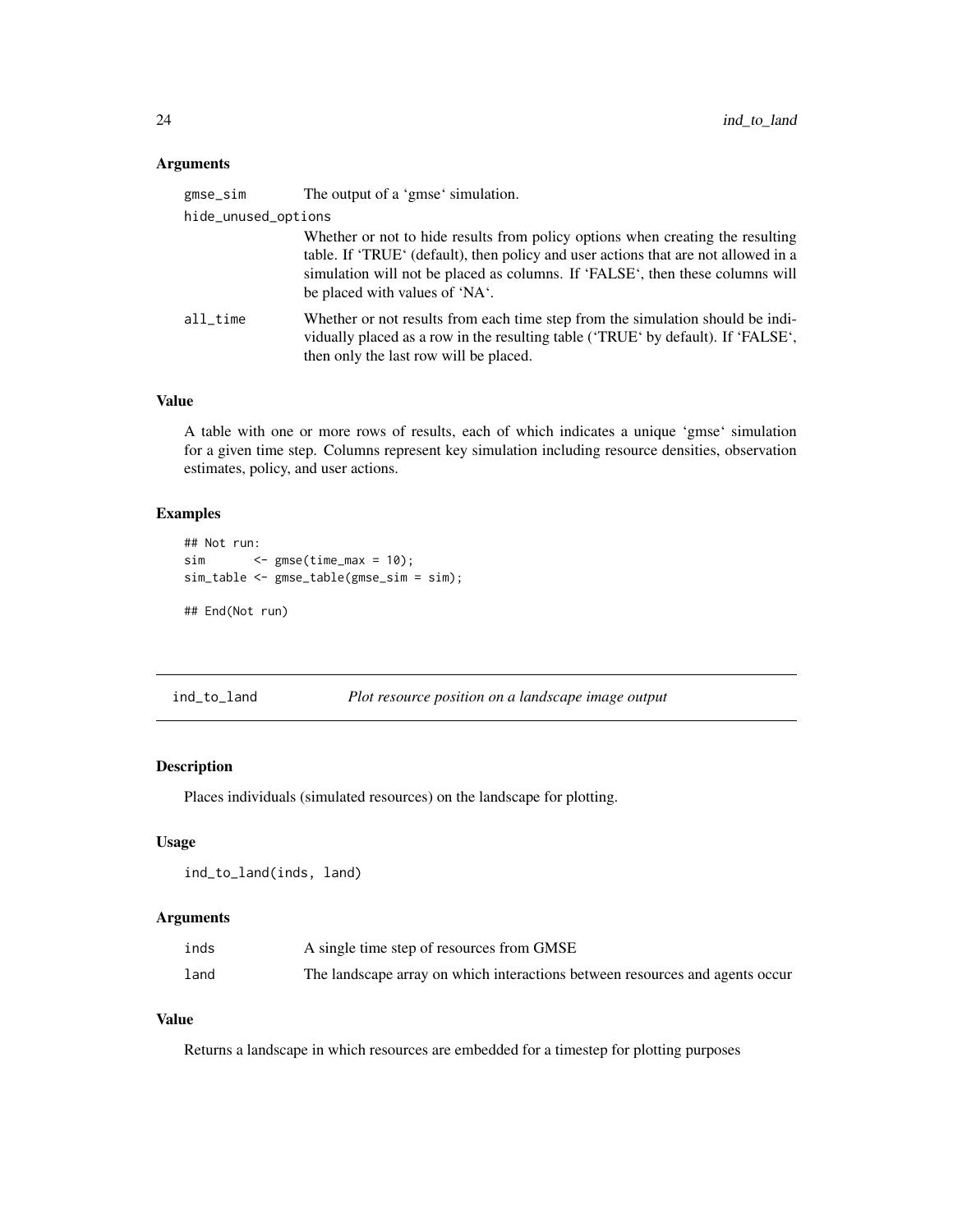### Arguments

| | |
|---|---|
| gmse_sim | The output of a 'gmse' simulation. |
| hide_unused_options | Whether or not to hide results from policy options when creating the resulting table. If 'TRUE' (default), then policy and user actions that are not allowed in a simulation will not be placed as columns. If 'FALSE', then these columns will be placed with values of 'NA'. |
| all_time | Whether or not results from each time step from the simulation should be individually placed as a row in the resulting table ('TRUE' by default). If 'FALSE', then only the last row will be placed. |

### Value

A table with one or more rows of results, each of which indicates a unique 'gmse' simulation for a given time step. Columns represent key simulation including resource densities, observation estimates, policy, and user actions.

### Examples

```
## Not run:
sim       <- gmse(time_max = 10);
sim_table <- gmse_table(gmse_sim = sim);

## End(Not run)
```

---

## ind_to_land    *Plot resource position on a landscape image output*

### Description

Places individuals (simulated resources) on the landscape for plotting.

### Usage

```
ind_to_land(inds, land)
```

### Arguments

| | |
|---|---|
| inds | A single time step of resources from GMSE |
| land | The landscape array on which interactions between resources and agents occur |

### Value

Returns a landscape in which resources are embedded for a timestep for plotting purposes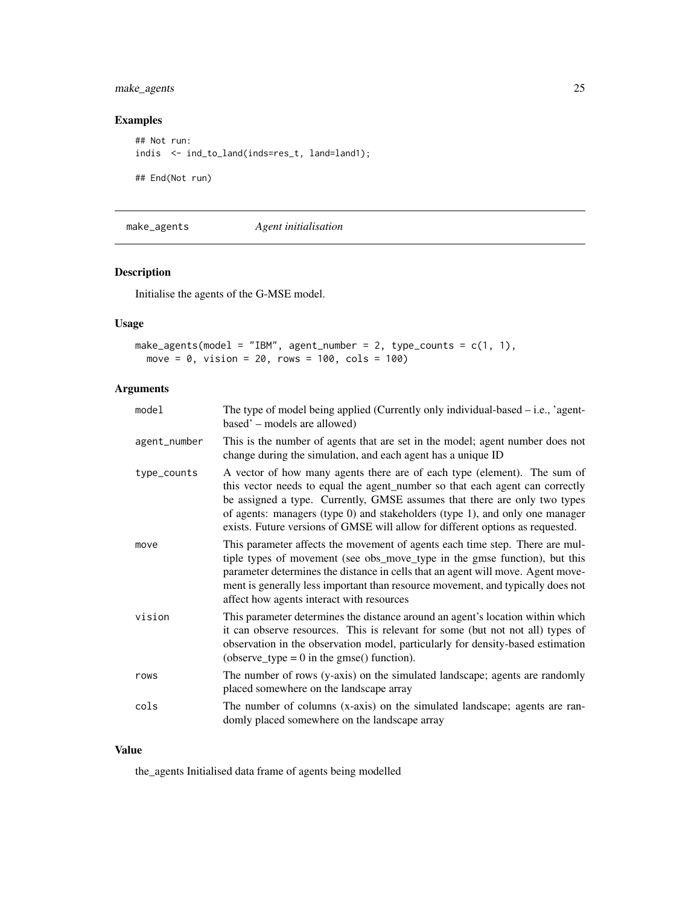## Examples

```
## Not run:
indis  <- ind_to_land(inds=res_t, land=land1);

## End(Not run)
```

---

make_agents &nbsp;&nbsp;&nbsp;&nbsp;&nbsp;&nbsp; *Agent initialisation*

---

## Description

Initialise the agents of the G-MSE model.

## Usage

```
make_agents(model = "IBM", agent_number = 2, type_counts = c(1, 1),
  move = 0, vision = 20, rows = 100, cols = 100)
```

## Arguments

| | |
|---|---|
| model | The type of model being applied (Currently only individual-based – i.e., 'agent-based' – models are allowed) |
| agent_number | This is the number of agents that are set in the model; agent number does not change during the simulation, and each agent has a unique ID |
| type_counts | A vector of how many agents there are of each type (element). The sum of this vector needs to equal the agent_number so that each agent can correctly be assigned a type. Currently, GMSE assumes that there are only two types of agents: managers (type 0) and stakeholders (type 1), and only one manager exists. Future versions of GMSE will allow for different options as requested. |
| move | This parameter affects the movement of agents each time step. There are multiple types of movement (see obs_move_type in the gmse function), but this parameter determines the distance in cells that an agent will move. Agent movement is generally less important than resource movement, and typically does not affect how agents interact with resources |
| vision | This parameter determines the distance around an agent's location within which it can observe resources. This is relevant for some (but not not all) types of observation in the observation model, particularly for density-based estimation (observe_type = 0 in the gmse() function). |
| rows | The number of rows (y-axis) on the simulated landscape; agents are randomly placed somewhere on the landscape array |
| cols | The number of columns (x-axis) on the simulated landscape; agents are randomly placed somewhere on the landscape array |

## Value

the_agents Initialised data frame of agents being modelled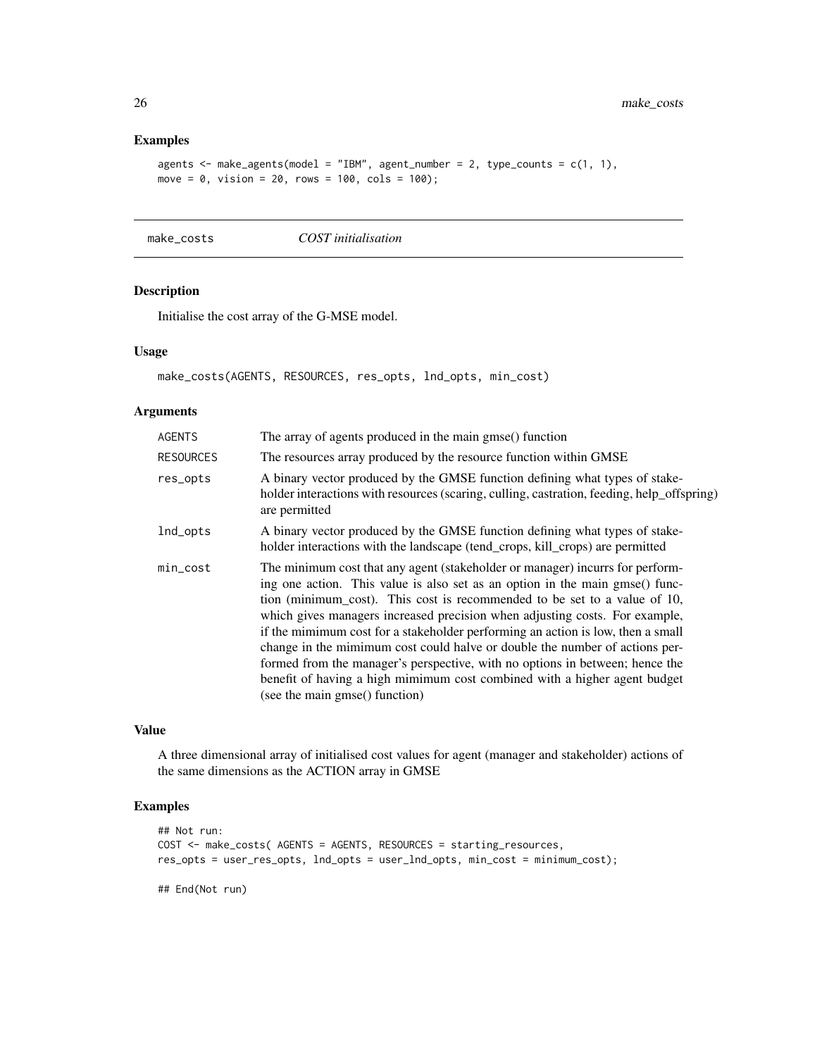## Examples

```
agents <- make_agents(model = "IBM", agent_number = 2, type_counts = c(1, 1),
move = 0, vision = 20, rows = 100, cols = 100);
```

---

`make_costs` *COST initialisation*

---

### Description

Initialise the cost array of the G-MSE model.

### Usage

```
make_costs(AGENTS, RESOURCES, res_opts, lnd_opts, min_cost)
```

### Arguments

| | |
|---|---|
| AGENTS | The array of agents produced in the main gmse() function |
| RESOURCES | The resources array produced by the resource function within GMSE |
| res_opts | A binary vector produced by the GMSE function defining what types of stakeholder interactions with resources (scaring, culling, castration, feeding, help_offspring) are permitted |
| lnd_opts | A binary vector produced by the GMSE function defining what types of stakeholder interactions with the landscape (tend_crops, kill_crops) are permitted |
| min_cost | The minimum cost that any agent (stakeholder or manager) incurrs for performing one action. This value is also set as an option in the main gmse() function (minimum_cost). This cost is recommended to be set to a value of 10, which gives managers increased precision when adjusting costs. For example, if the mimimum cost for a stakeholder performing an action is low, then a small change in the mimimum cost could halve or double the number of actions performed from the manager's perspective, with no options in between; hence the benefit of having a high mimimum cost combined with a higher agent budget (see the main gmse() function) |

### Value

A three dimensional array of initialised cost values for agent (manager and stakeholder) actions of the same dimensions as the ACTION array in GMSE

### Examples

```
## Not run:
COST <- make_costs( AGENTS = AGENTS, RESOURCES = starting_resources,
res_opts = user_res_opts, lnd_opts = user_lnd_opts, min_cost = minimum_cost);

## End(Not run)
```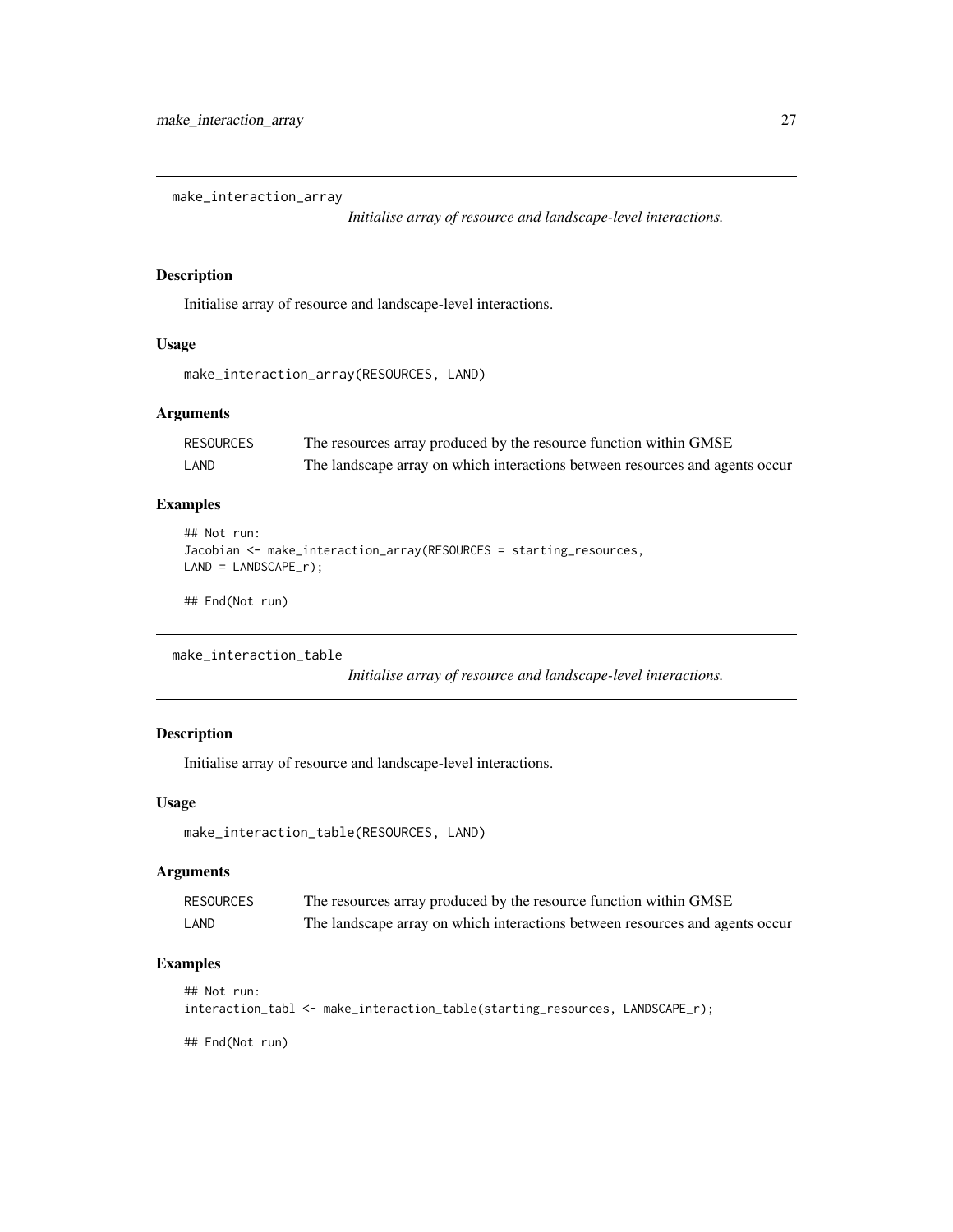## make_interaction_array

*Initialise array of resource and landscape-level interactions.*

### Description

Initialise array of resource and landscape-level interactions.

### Usage

```
make_interaction_array(RESOURCES, LAND)
```

### Arguments

| | |
|---|---|
| RESOURCES | The resources array produced by the resource function within GMSE |
| LAND | The landscape array on which interactions between resources and agents occur |

### Examples

```
## Not run:
Jacobian <- make_interaction_array(RESOURCES = starting_resources,
LAND = LANDSCAPE_r);

## End(Not run)
```

## make_interaction_table

*Initialise array of resource and landscape-level interactions.*

### Description

Initialise array of resource and landscape-level interactions.

### Usage

```
make_interaction_table(RESOURCES, LAND)
```

### Arguments

| | |
|---|---|
| RESOURCES | The resources array produced by the resource function within GMSE |
| LAND | The landscape array on which interactions between resources and agents occur |

### Examples

```
## Not run:
interaction_tabl <- make_interaction_table(starting_resources, LANDSCAPE_r);

## End(Not run)
```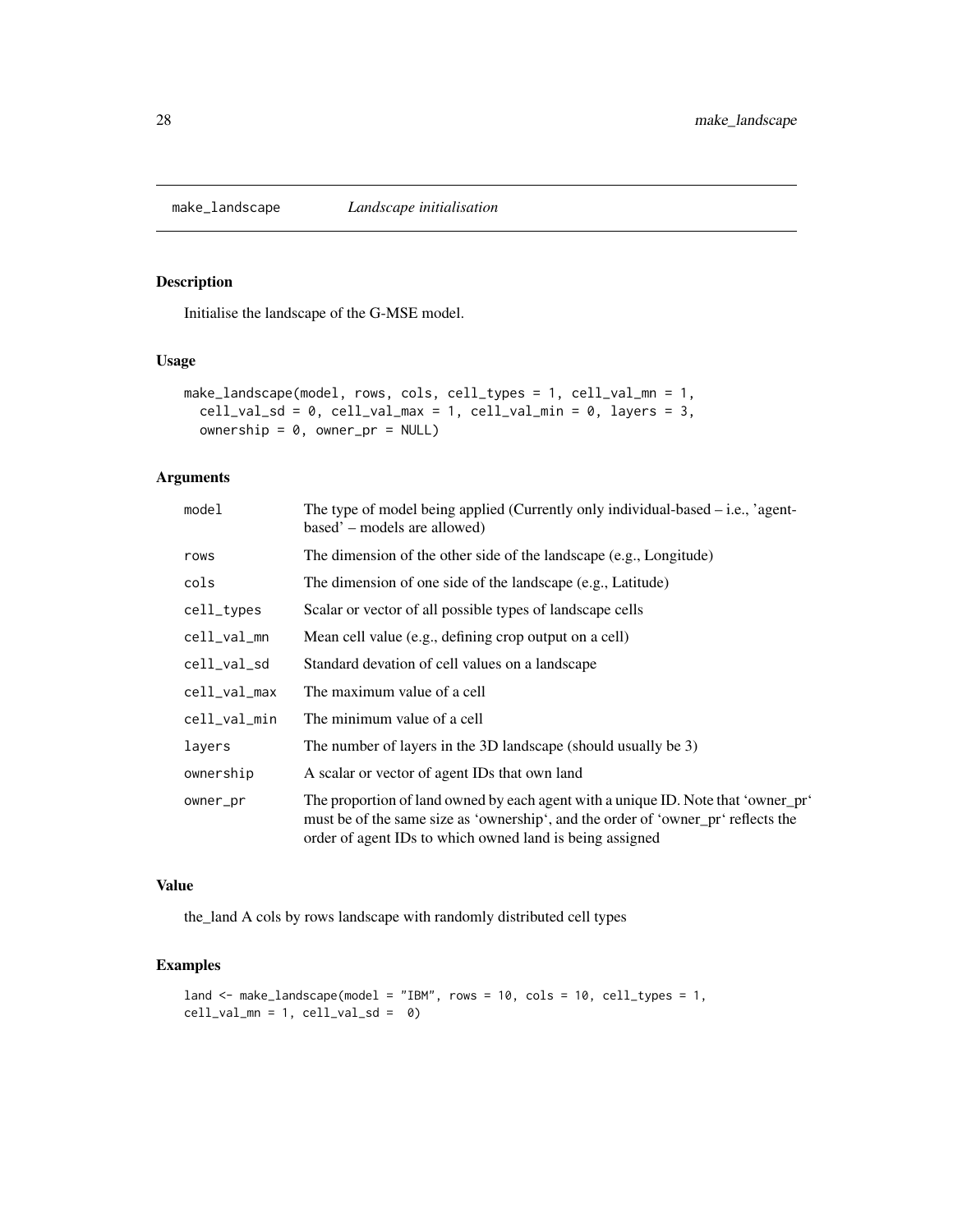## make_landscape *Landscape initialisation*

### Description

Initialise the landscape of the G-MSE model.

### Usage

```
make_landscape(model, rows, cols, cell_types = 1, cell_val_mn = 1,
  cell_val_sd = 0, cell_val_max = 1, cell_val_min = 0, layers = 3,
  ownership = 0, owner_pr = NULL)
```

### Arguments

| | |
|---|---|
| model | The type of model being applied (Currently only individual-based – i.e., 'agent-based' – models are allowed) |
| rows | The dimension of the other side of the landscape (e.g., Longitude) |
| cols | The dimension of one side of the landscape (e.g., Latitude) |
| cell_types | Scalar or vector of all possible types of landscape cells |
| cell_val_mn | Mean cell value (e.g., defining crop output on a cell) |
| cell_val_sd | Standard devation of cell values on a landscape |
| cell_val_max | The maximum value of a cell |
| cell_val_min | The minimum value of a cell |
| layers | The number of layers in the 3D landscape (should usually be 3) |
| ownership | A scalar or vector of agent IDs that own land |
| owner_pr | The proportion of land owned by each agent with a unique ID. Note that 'owner_pr' must be of the same size as 'ownership', and the order of 'owner_pr' reflects the order of agent IDs to which owned land is being assigned |

### Value

the_land A cols by rows landscape with randomly distributed cell types

### Examples

```
land <- make_landscape(model = "IBM", rows = 10, cols = 10, cell_types = 1,
cell_val_mn = 1, cell_val_sd =  0)
```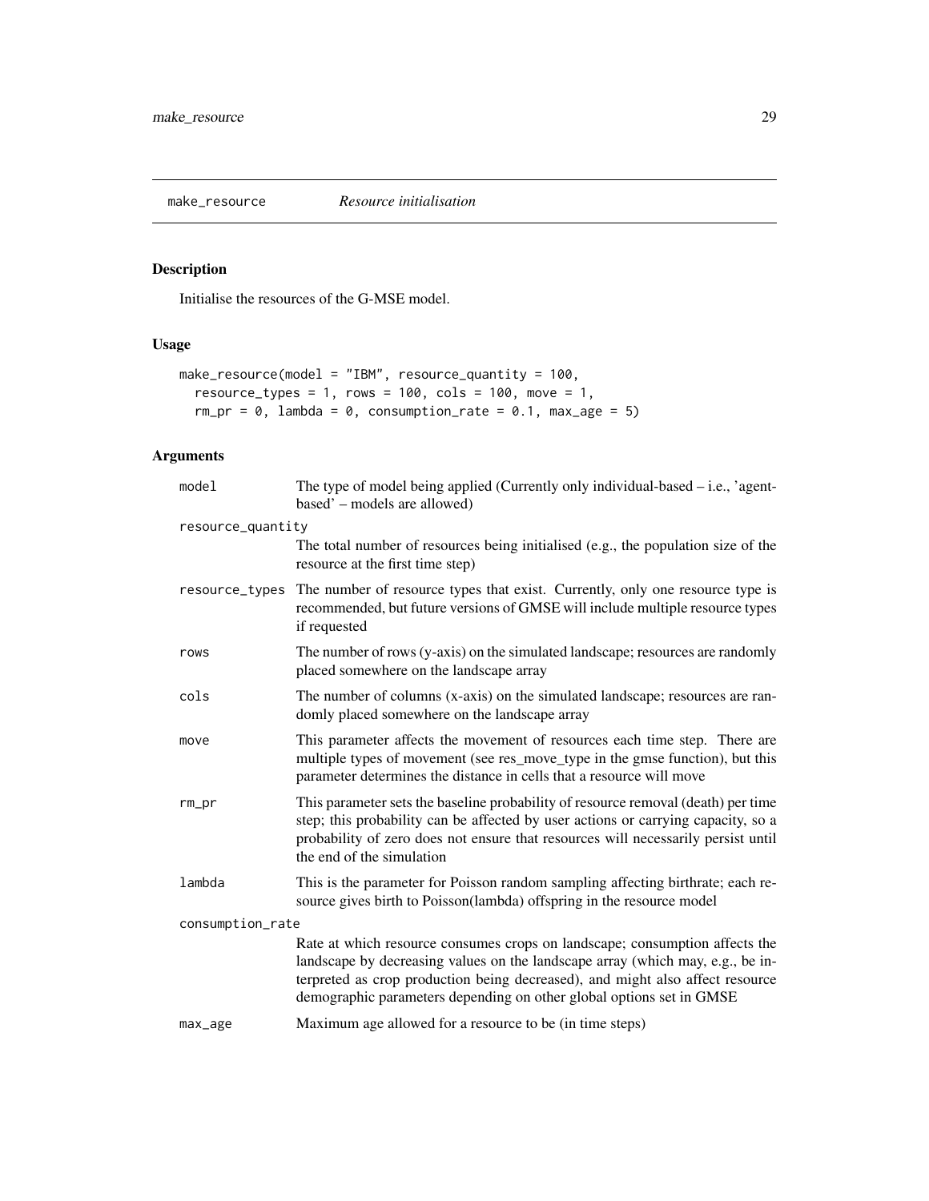## make_resource *Resource initialisation*

### Description

Initialise the resources of the G-MSE model.

### Usage

```
make_resource(model = "IBM", resource_quantity = 100,
  resource_types = 1, rows = 100, cols = 100, move = 1,
  rm_pr = 0, lambda = 0, consumption_rate = 0.1, max_age = 5)
```

### Arguments

| | |
|---|---|
| model | The type of model being applied (Currently only individual-based – i.e., 'agent-based' – models are allowed) |
| resource_quantity | The total number of resources being initialised (e.g., the population size of the resource at the first time step) |
| resource_types | The number of resource types that exist. Currently, only one resource type is recommended, but future versions of GMSE will include multiple resource types if requested |
| rows | The number of rows (y-axis) on the simulated landscape; resources are randomly placed somewhere on the landscape array |
| cols | The number of columns (x-axis) on the simulated landscape; resources are randomly placed somewhere on the landscape array |
| move | This parameter affects the movement of resources each time step. There are multiple types of movement (see res_move_type in the gmse function), but this parameter determines the distance in cells that a resource will move |
| rm_pr | This parameter sets the baseline probability of resource removal (death) per time step; this probability can be affected by user actions or carrying capacity, so a probability of zero does not ensure that resources will necessarily persist until the end of the simulation |
| lambda | This is the parameter for Poisson random sampling affecting birthrate; each resource gives birth to Poisson(lambda) offspring in the resource model |
| consumption_rate | Rate at which resource consumes crops on landscape; consumption affects the landscape by decreasing values on the landscape array (which may, e.g., be interpreted as crop production being decreased), and might also affect resource demographic parameters depending on other global options set in GMSE |
| max_age | Maximum age allowed for a resource to be (in time steps) |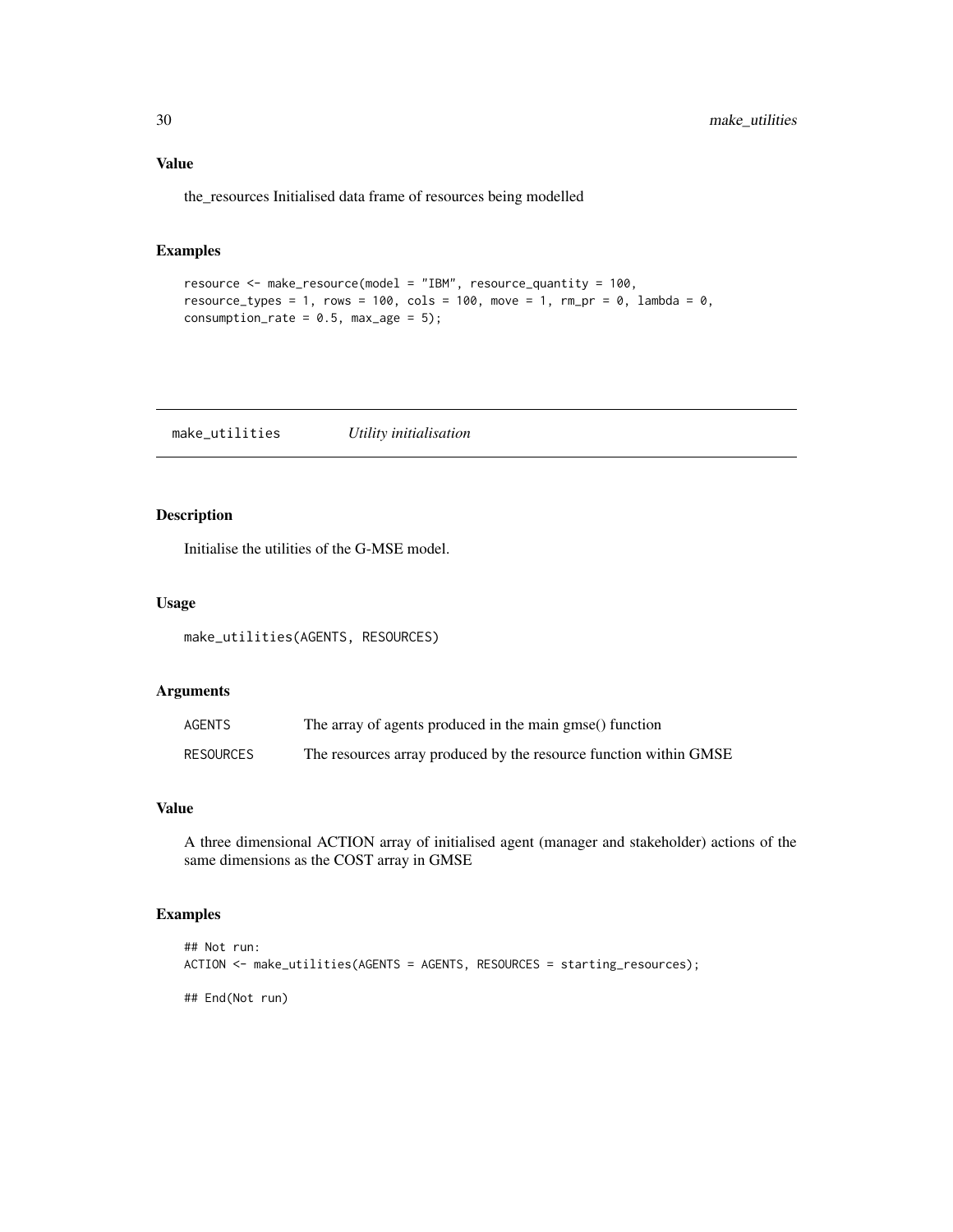## Value

the_resources Initialised data frame of resources being modelled

## Examples

```
resource <- make_resource(model = "IBM", resource_quantity = 100,
resource_types = 1, rows = 100, cols = 100, move = 1, rm_pr = 0, lambda = 0,
consumption_rate = 0.5, max_age = 5);
```

---

# make_utilities — *Utility initialisation*

## Description

Initialise the utilities of the G-MSE model.

## Usage

```
make_utilities(AGENTS, RESOURCES)
```

## Arguments

| | |
|---|---|
| AGENTS | The array of agents produced in the main gmse() function |
| RESOURCES | The resources array produced by the resource function within GMSE |

## Value

A three dimensional ACTION array of initialised agent (manager and stakeholder) actions of the same dimensions as the COST array in GMSE

## Examples

```
## Not run:
ACTION <- make_utilities(AGENTS = AGENTS, RESOURCES = starting_resources);

## End(Not run)
```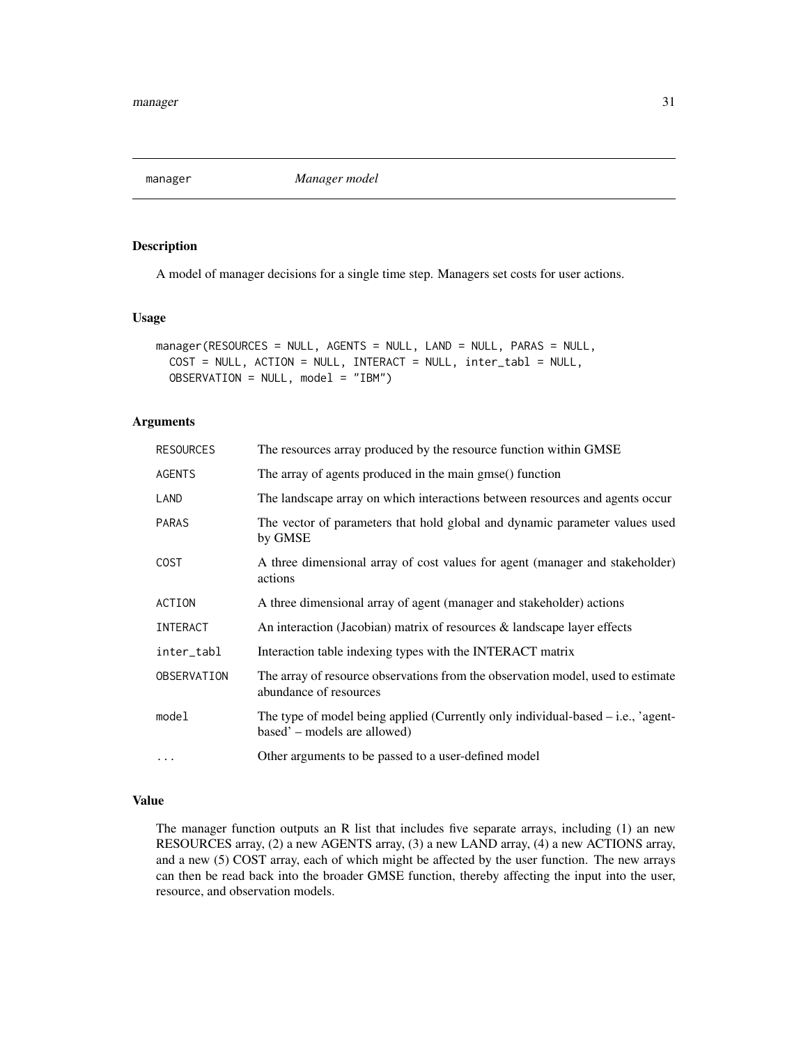# manager — *Manager model*

## Description

A model of manager decisions for a single time step. Managers set costs for user actions.

## Usage

```
manager(RESOURCES = NULL, AGENTS = NULL, LAND = NULL, PARAS = NULL,
  COST = NULL, ACTION = NULL, INTERACT = NULL, inter_tabl = NULL,
  OBSERVATION = NULL, model = "IBM")
```

## Arguments

| | |
|---|---|
| RESOURCES | The resources array produced by the resource function within GMSE |
| AGENTS | The array of agents produced in the main gmse() function |
| LAND | The landscape array on which interactions between resources and agents occur |
| PARAS | The vector of parameters that hold global and dynamic parameter values used by GMSE |
| COST | A three dimensional array of cost values for agent (manager and stakeholder) actions |
| ACTION | A three dimensional array of agent (manager and stakeholder) actions |
| INTERACT | An interaction (Jacobian) matrix of resources & landscape layer effects |
| inter_tabl | Interaction table indexing types with the INTERACT matrix |
| OBSERVATION | The array of resource observations from the observation model, used to estimate abundance of resources |
| model | The type of model being applied (Currently only individual-based – i.e., 'agent-based' – models are allowed) |
| ... | Other arguments to be passed to a user-defined model |

## Value

The manager function outputs an R list that includes five separate arrays, including (1) an new RESOURCES array, (2) a new AGENTS array, (3) a new LAND array, (4) a new ACTIONS array, and a new (5) COST array, each of which might be affected by the user function. The new arrays can then be read back into the broader GMSE function, thereby affecting the input into the user, resource, and observation models.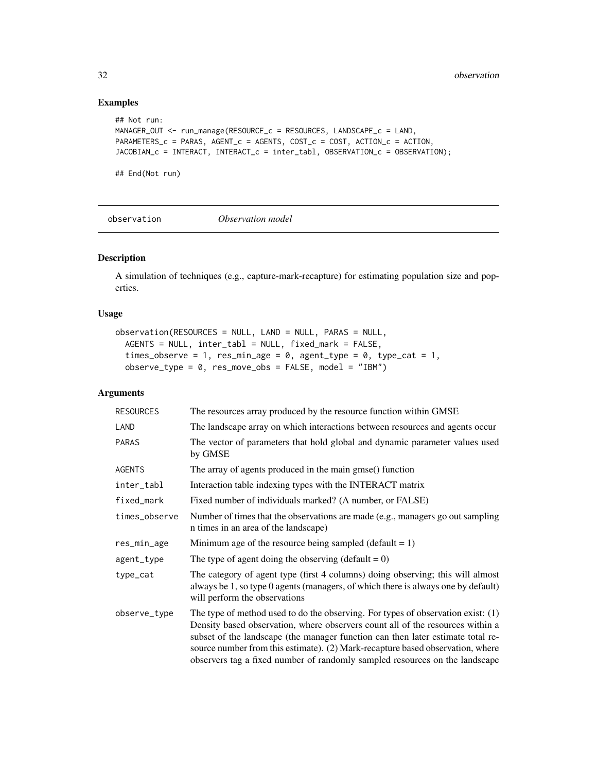## Examples

```
## Not run:
MANAGER_OUT <- run_manage(RESOURCE_c = RESOURCES, LANDSCAPE_c = LAND,
PARAMETERS_c = PARAS, AGENT_c = AGENTS, COST_c = COST, ACTION_c = ACTION,
JACOBIAN_c = INTERACT, INTERACT_c = inter_tabl, OBSERVATION_c = OBSERVATION);

## End(Not run)
```

---

`observation` *Observation model*

---

## Description

A simulation of techniques (e.g., capture-mark-recapture) for estimating population size and poperties.

## Usage

```
observation(RESOURCES = NULL, LAND = NULL, PARAS = NULL,
  AGENTS = NULL, inter_tabl = NULL, fixed_mark = FALSE,
  times_observe = 1, res_min_age = 0, agent_type = 0, type_cat = 1,
  observe_type = 0, res_move_obs = FALSE, model = "IBM")
```

## Arguments

| | |
|---|---|
| `RESOURCES` | The resources array produced by the resource function within GMSE |
| `LAND` | The landscape array on which interactions between resources and agents occur |
| `PARAS` | The vector of parameters that hold global and dynamic parameter values used by GMSE |
| `AGENTS` | The array of agents produced in the main gmse() function |
| `inter_tabl` | Interaction table indexing types with the INTERACT matrix |
| `fixed_mark` | Fixed number of individuals marked? (A number, or FALSE) |
| `times_observe` | Number of times that the observations are made (e.g., managers go out sampling n times in an area of the landscape) |
| `res_min_age` | Minimum age of the resource being sampled (default = 1) |
| `agent_type` | The type of agent doing the observing (default = 0) |
| `type_cat` | The category of agent type (first 4 columns) doing observing; this will almost always be 1, so type 0 agents (managers, of which there is always one by default) will perform the observations |
| `observe_type` | The type of method used to do the observing. For types of observation exist: (1) Density based observation, where observers count all of the resources within a subset of the landscape (the manager function can then later estimate total resource number from this estimate). (2) Mark-recapture based observation, where observers tag a fixed number of randomly sampled resources on the landscape |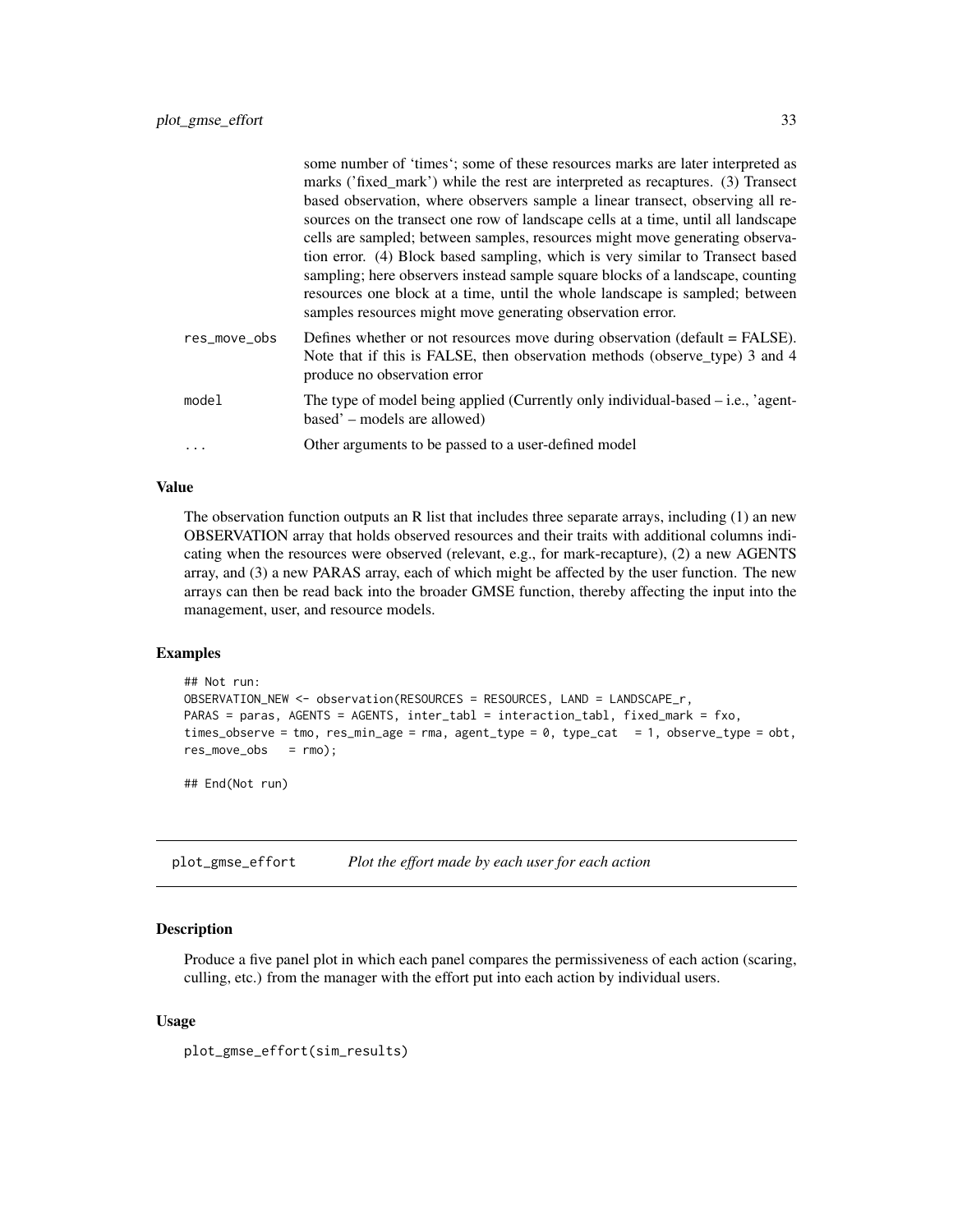some number of 'times'; some of these resources marks are later interpreted as marks ('fixed_mark') while the rest are interpreted as recaptures. (3) Transect based observation, where observers sample a linear transect, observing all resources on the transect one row of landscape cells at a time, until all landscape cells are sampled; between samples, resources might move generating observation error. (4) Block based sampling, which is very similar to Transect based sampling; here observers instead sample square blocks of a landscape, counting resources one block at a time, until the whole landscape is sampled; between samples resources might move generating observation error.

| | |
|---|---|
| `res_move_obs` | Defines whether or not resources move during observation (default = FALSE). Note that if this is FALSE, then observation methods (observe_type) 3 and 4 produce no observation error |
| `model` | The type of model being applied (Currently only individual-based – i.e., 'agent-based' – models are allowed) |
| `...` | Other arguments to be passed to a user-defined model |

### Value

The observation function outputs an R list that includes three separate arrays, including (1) an new OBSERVATION array that holds observed resources and their traits with additional columns indicating when the resources were observed (relevant, e.g., for mark-recapture), (2) a new AGENTS array, and (3) a new PARAS array, each of which might be affected by the user function. The new arrays can then be read back into the broader GMSE function, thereby affecting the input into the management, user, and resource models.

### Examples

```
## Not run:
OBSERVATION_NEW <- observation(RESOURCES = RESOURCES, LAND = LANDSCAPE_r,
PARAS = paras, AGENTS = AGENTS, inter_tabl = interaction_tabl, fixed_mark = fxo,
times_observe = tmo, res_min_age = rma, agent_type = 0, type_cat  = 1, observe_type = obt,
res_move_obs   = rmo);

## End(Not run)
```

## plot_gmse_effort    *Plot the effort made by each user for each action*

### Description

Produce a five panel plot in which each panel compares the permissiveness of each action (scaring, culling, etc.) from the manager with the effort put into each action by individual users.

### Usage

```
plot_gmse_effort(sim_results)
```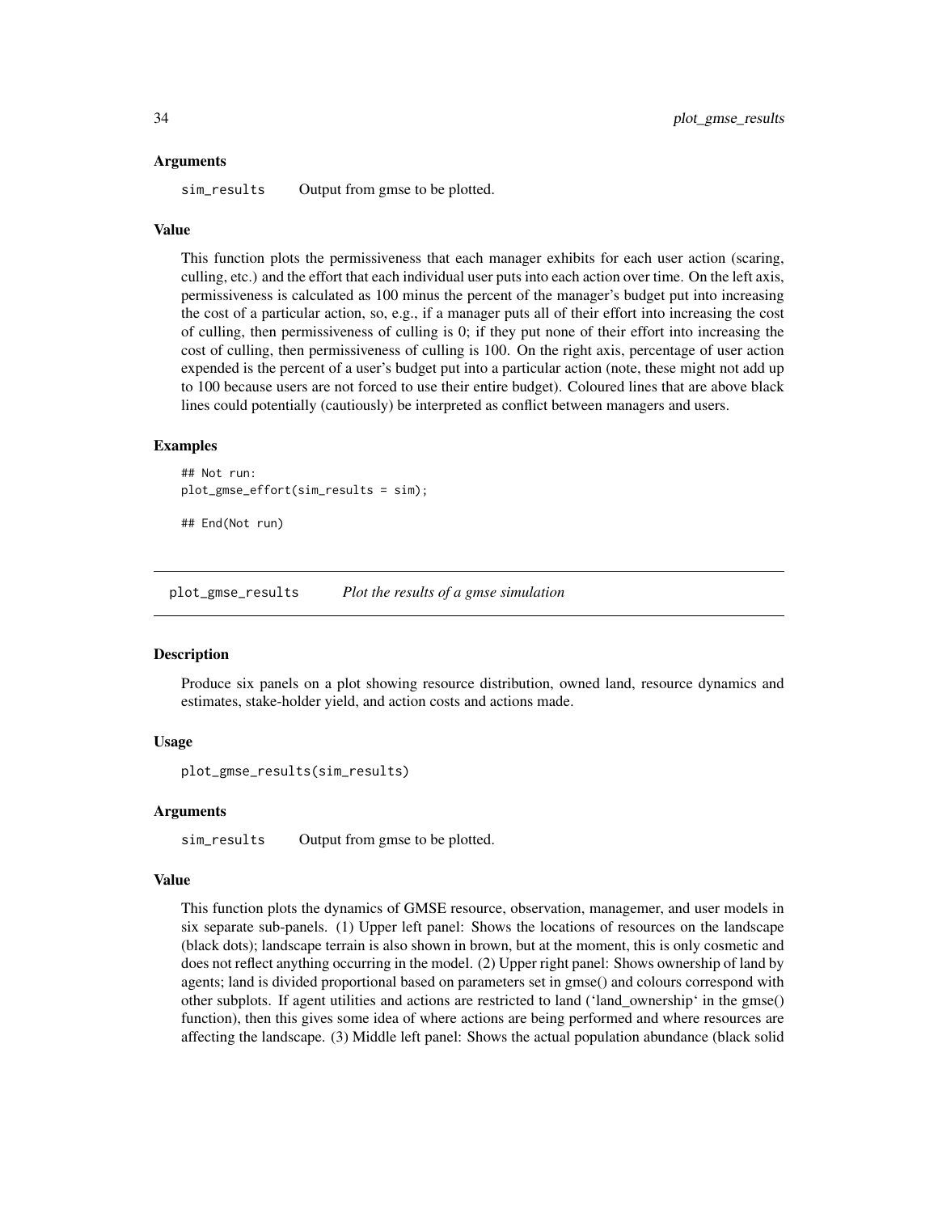### Arguments

sim_results Output from gmse to be plotted.

### Value

This function plots the permissiveness that each manager exhibits for each user action (scaring, culling, etc.) and the effort that each individual user puts into each action over time. On the left axis, permissiveness is calculated as 100 minus the percent of the manager's budget put into increasing the cost of a particular action, so, e.g., if a manager puts all of their effort into increasing the cost of culling, then permissiveness of culling is 0; if they put none of their effort into increasing the cost of culling, then permissiveness of culling is 100. On the right axis, percentage of user action expended is the percent of a user's budget put into a particular action (note, these might not add up to 100 because users are not forced to use their entire budget). Coloured lines that are above black lines could potentially (cautiously) be interpreted as conflict between managers and users.

### Examples

```
## Not run:
plot_gmse_effort(sim_results = sim);

## End(Not run)
```

---

## plot_gmse_results *Plot the results of a gmse simulation*

### Description

Produce six panels on a plot showing resource distribution, owned land, resource dynamics and estimates, stake-holder yield, and action costs and actions made.

### Usage

```
plot_gmse_results(sim_results)
```

### Arguments

sim_results Output from gmse to be plotted.

### Value

This function plots the dynamics of GMSE resource, observation, managemer, and user models in six separate sub-panels. (1) Upper left panel: Shows the locations of resources on the landscape (black dots); landscape terrain is also shown in brown, but at the moment, this is only cosmetic and does not reflect anything occurring in the model. (2) Upper right panel: Shows ownership of land by agents; land is divided proportional based on parameters set in gmse() and colours correspond with other subplots. If agent utilities and actions are restricted to land ('land_ownership' in the gmse() function), then this gives some idea of where actions are being performed and where resources are affecting the landscape. (3) Middle left panel: Shows the actual population abundance (black solid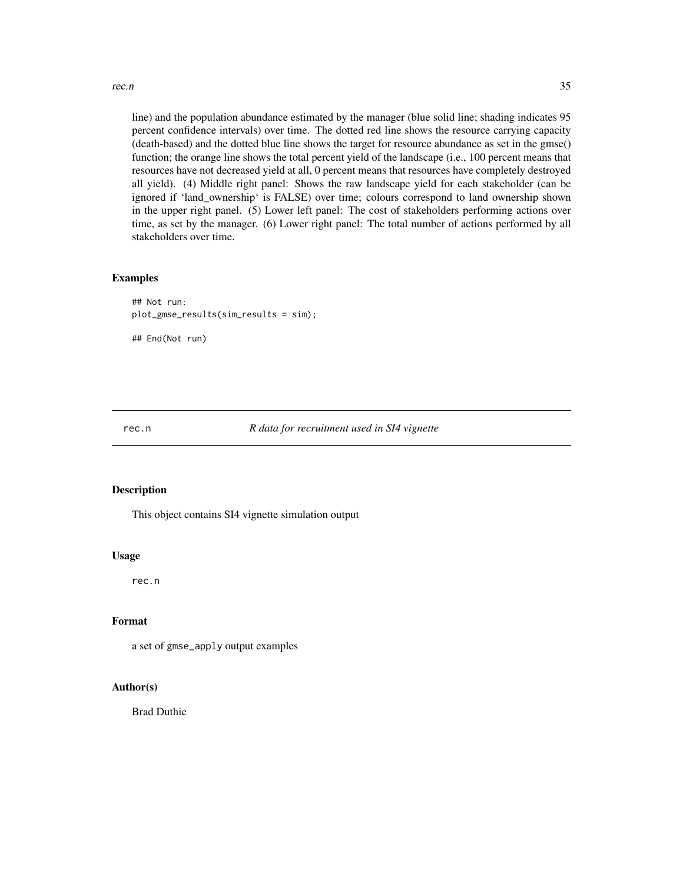line) and the population abundance estimated by the manager (blue solid line; shading indicates 95 percent confidence intervals) over time. The dotted red line shows the resource carrying capacity (death-based) and the dotted blue line shows the target for resource abundance as set in the gmse() function; the orange line shows the total percent yield of the landscape (i.e., 100 percent means that resources have not decreased yield at all, 0 percent means that resources have completely destroyed all yield). (4) Middle right panel: Shows the raw landscape yield for each stakeholder (can be ignored if 'land_ownership' is FALSE) over time; colours correspond to land ownership shown in the upper right panel. (5) Lower left panel: The cost of stakeholders performing actions over time, as set by the manager. (6) Lower right panel: The total number of actions performed by all stakeholders over time.

### Examples

```
## Not run:
plot_gmse_results(sim_results = sim);

## End(Not run)
```

---

## rec.n — *R data for recruitment used in SI4 vignette*

### Description

This object contains SI4 vignette simulation output

### Usage

```
rec.n
```

### Format

a set of `gmse_apply` output examples

### Author(s)

Brad Duthie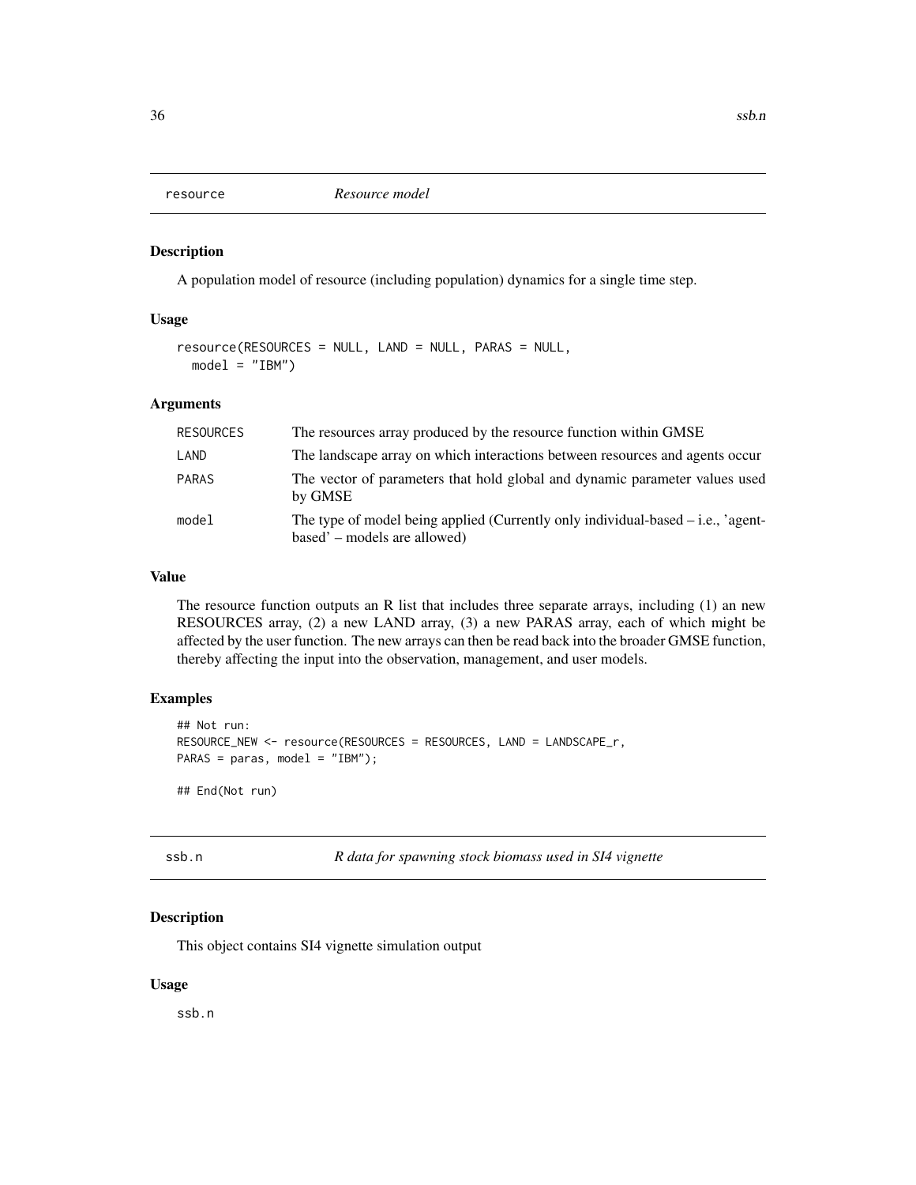## resource — *Resource model*

### Description

A population model of resource (including population) dynamics for a single time step.

### Usage

```
resource(RESOURCES = NULL, LAND = NULL, PARAS = NULL,
  model = "IBM")
```

### Arguments

| | |
|---|---|
| RESOURCES | The resources array produced by the resource function within GMSE |
| LAND | The landscape array on which interactions between resources and agents occur |
| PARAS | The vector of parameters that hold global and dynamic parameter values used by GMSE |
| model | The type of model being applied (Currently only individual-based – i.e., 'agent-based' – models are allowed) |

### Value

The resource function outputs an R list that includes three separate arrays, including (1) an new RESOURCES array, (2) a new LAND array, (3) a new PARAS array, each of which might be affected by the user function. The new arrays can then be read back into the broader GMSE function, thereby affecting the input into the observation, management, and user models.

### Examples

```
## Not run:
RESOURCE_NEW <- resource(RESOURCES = RESOURCES, LAND = LANDSCAPE_r,
PARAS = paras, model = "IBM");

## End(Not run)
```

## ssb.n — *R data for spawning stock biomass used in SI4 vignette*

### Description

This object contains SI4 vignette simulation output

### Usage

```
ssb.n
```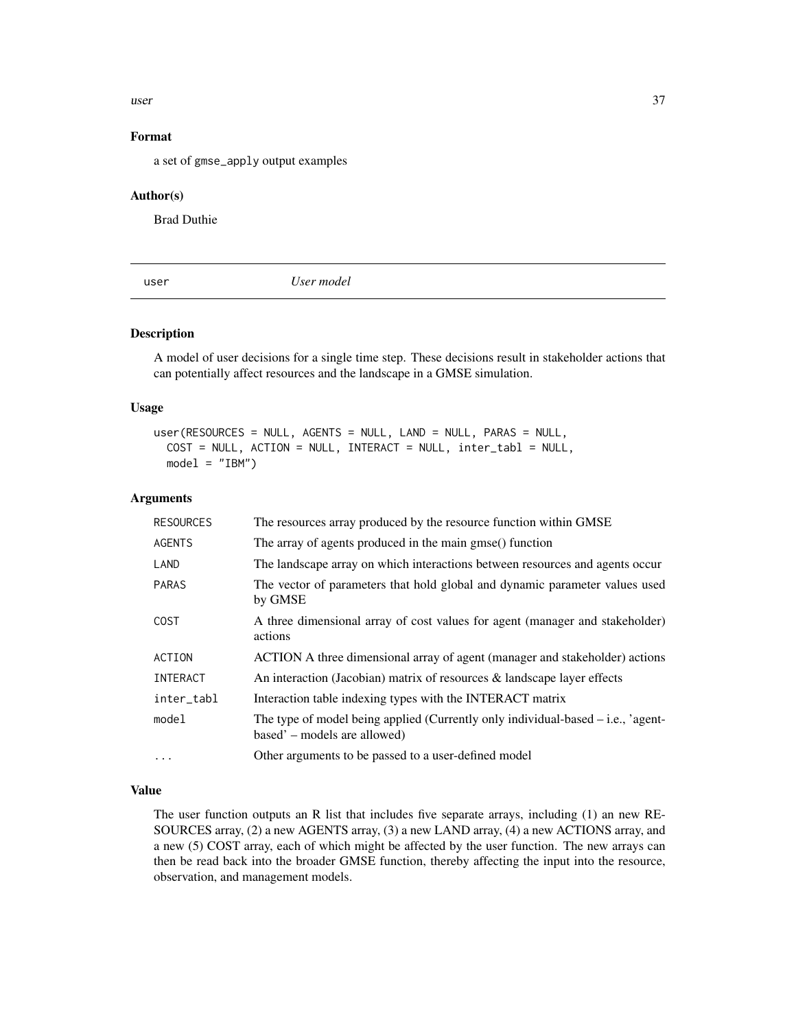## Format

a set of gmse_apply output examples

## Author(s)

Brad Duthie

---

# user — *User model*

---

## Description

A model of user decisions for a single time step. These decisions result in stakeholder actions that can potentially affect resources and the landscape in a GMSE simulation.

## Usage

```
user(RESOURCES = NULL, AGENTS = NULL, LAND = NULL, PARAS = NULL,
  COST = NULL, ACTION = NULL, INTERACT = NULL, inter_tabl = NULL,
  model = "IBM")
```

## Arguments

| | |
|---|---|
| RESOURCES | The resources array produced by the resource function within GMSE |
| AGENTS | The array of agents produced in the main gmse() function |
| LAND | The landscape array on which interactions between resources and agents occur |
| PARAS | The vector of parameters that hold global and dynamic parameter values used by GMSE |
| COST | A three dimensional array of cost values for agent (manager and stakeholder) actions |
| ACTION | ACTION A three dimensional array of agent (manager and stakeholder) actions |
| INTERACT | An interaction (Jacobian) matrix of resources & landscape layer effects |
| inter_tabl | Interaction table indexing types with the INTERACT matrix |
| model | The type of model being applied (Currently only individual-based – i.e., 'agent-based' – models are allowed) |
| ... | Other arguments to be passed to a user-defined model |

## Value

The user function outputs an R list that includes five separate arrays, including (1) an new RESOURCES array, (2) a new AGENTS array, (3) a new LAND array, (4) a new ACTIONS array, and a new (5) COST array, each of which might be affected by the user function. The new arrays can then be read back into the broader GMSE function, thereby affecting the input into the resource, observation, and management models.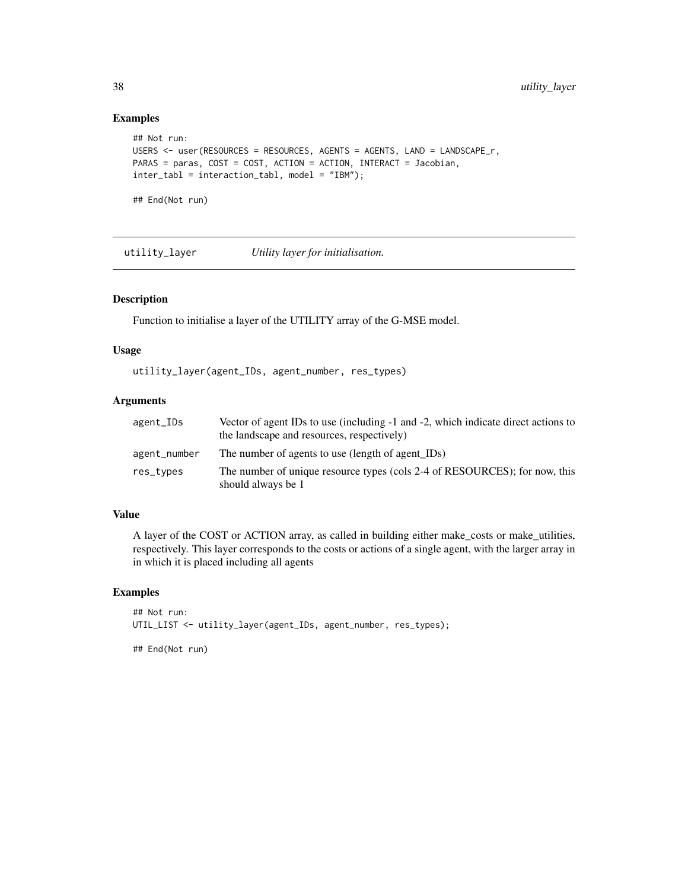## Examples

```
## Not run:
USERS <- user(RESOURCES = RESOURCES, AGENTS = AGENTS, LAND = LANDSCAPE_r,
PARAS = paras, COST = COST, ACTION = ACTION, INTERACT = Jacobian,
inter_tabl = interaction_tabl, model = "IBM");

## End(Not run)
```

---

# utility_layer — *Utility layer for initialisation.*

---

## Description

Function to initialise a layer of the UTILITY array of the G-MSE model.

## Usage

```
utility_layer(agent_IDs, agent_number, res_types)
```

## Arguments

| | |
|---|---|
| agent_IDs | Vector of agent IDs to use (including -1 and -2, which indicate direct actions to the landscape and resources, respectively) |
| agent_number | The number of agents to use (length of agent_IDs) |
| res_types | The number of unique resource types (cols 2-4 of RESOURCES); for now, this should always be 1 |

## Value

A layer of the COST or ACTION array, as called in building either make_costs or make_utilities, respectively. This layer corresponds to the costs or actions of a single agent, with the larger array in in which it is placed including all agents

## Examples

```
## Not run:
UTIL_LIST <- utility_layer(agent_IDs, agent_number, res_types);

## End(Not run)
```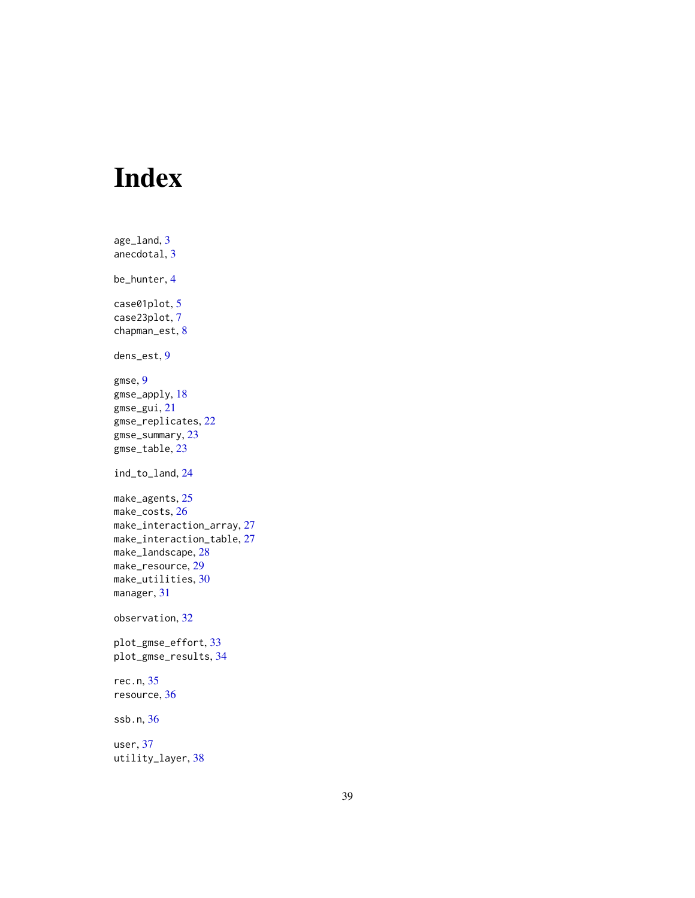# Index

age_land, 3
anecdotal, 3

be_hunter, 4

case01plot, 5
case23plot, 7
chapman_est, 8

dens_est, 9

gmse, 9
gmse_apply, 18
gmse_gui, 21
gmse_replicates, 22
gmse_summary, 23
gmse_table, 23

ind_to_land, 24

make_agents, 25
make_costs, 26
make_interaction_array, 27
make_interaction_table, 27
make_landscape, 28
make_resource, 29
make_utilities, 30
manager, 31

observation, 32

plot_gmse_effort, 33
plot_gmse_results, 34

rec.n, 35
resource, 36

ssb.n, 36

user, 37
utility_layer, 38